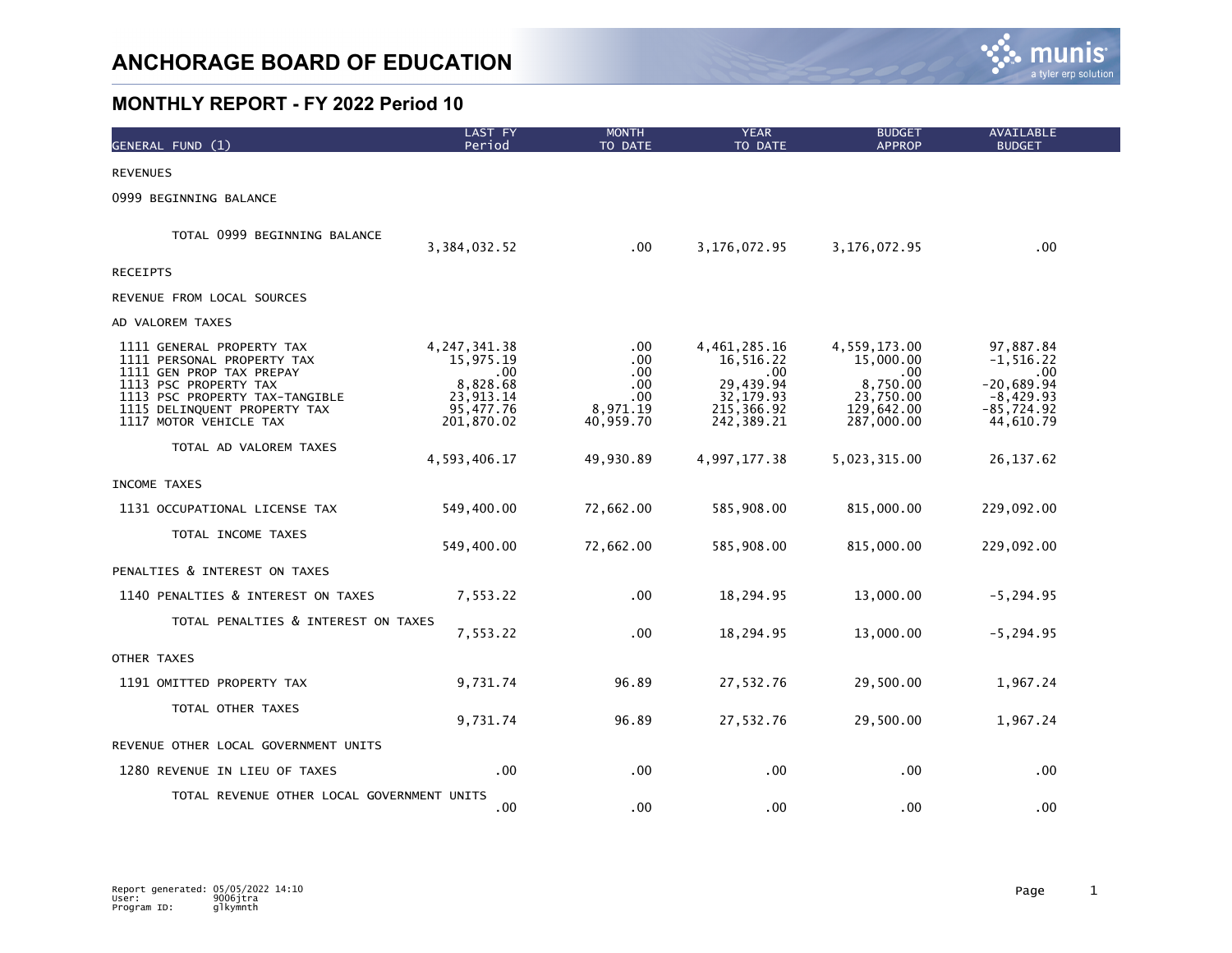# ANCHORAGE BOARD OF EDUCATION

## MONTHLY REPORT - FY 2022 Period 10

| GENERAL FUND (1) | LAST FY Period | MONTH TO DATE | YEAR TO DATE | BUDGET APPROP | AVAILABLE BUDGET |
|---|---|---|---|---|---|
| REVENUES | | | | | |
| 0999 BEGINNING BALANCE | | | | | |
| TOTAL 0999 BEGINNING BALANCE | 3,384,032.52 | .00 | 3,176,072.95 | 3,176,072.95 | .00 |
| RECEIPTS | | | | | |
| REVENUE FROM LOCAL SOURCES | | | | | |
| AD VALOREM TAXES | | | | | |
| 1111 GENERAL PROPERTY TAX | 4,247,341.38 | .00 | 4,461,285.16 | 4,559,173.00 | 97,887.84 |
| 1111 PERSONAL PROPERTY TAX | 15,975.19 | .00 | 16,516.22 | 15,000.00 | -1,516.22 |
| 1111 GEN PROP TAX PREPAY | .00 | .00 | .00 | .00 | .00 |
| 1113 PSC PROPERTY TAX | 8,828.68 | .00 | 29,439.94 | 8,750.00 | -20,689.94 |
| 1113 PSC PROPERTY TAX-TANGIBLE | 23,913.14 | .00 | 32,179.93 | 23,750.00 | -8,429.93 |
| 1115 DELINQUENT PROPERTY TAX | 95,477.76 | 8,971.19 | 215,366.92 | 129,642.00 | -85,724.92 |
| 1117 MOTOR VEHICLE TAX | 201,870.02 | 40,959.70 | 242,389.21 | 287,000.00 | 44,610.79 |
| TOTAL AD VALOREM TAXES | 4,593,406.17 | 49,930.89 | 4,997,177.38 | 5,023,315.00 | 26,137.62 |
| INCOME TAXES | | | | | |
| 1131 OCCUPATIONAL LICENSE TAX | 549,400.00 | 72,662.00 | 585,908.00 | 815,000.00 | 229,092.00 |
| TOTAL INCOME TAXES | 549,400.00 | 72,662.00 | 585,908.00 | 815,000.00 | 229,092.00 |
| PENALTIES & INTEREST ON TAXES | | | | | |
| 1140 PENALTIES & INTEREST ON TAXES | 7,553.22 | .00 | 18,294.95 | 13,000.00 | -5,294.95 |
| TOTAL PENALTIES & INTEREST ON TAXES | 7,553.22 | .00 | 18,294.95 | 13,000.00 | -5,294.95 |
| OTHER TAXES | | | | | |
| 1191 OMITTED PROPERTY TAX | 9,731.74 | 96.89 | 27,532.76 | 29,500.00 | 1,967.24 |
| TOTAL OTHER TAXES | 9,731.74 | 96.89 | 27,532.76 | 29,500.00 | 1,967.24 |
| REVENUE OTHER LOCAL GOVERNMENT UNITS | | | | | |
| 1280 REVENUE IN LIEU OF TAXES | .00 | .00 | .00 | .00 | .00 |
| TOTAL REVENUE OTHER LOCAL GOVERNMENT UNITS | .00 | .00 | .00 | .00 | .00 |

Report generated: 05/05/2022 14:10
User: 9006jtra
Program ID: glkymnth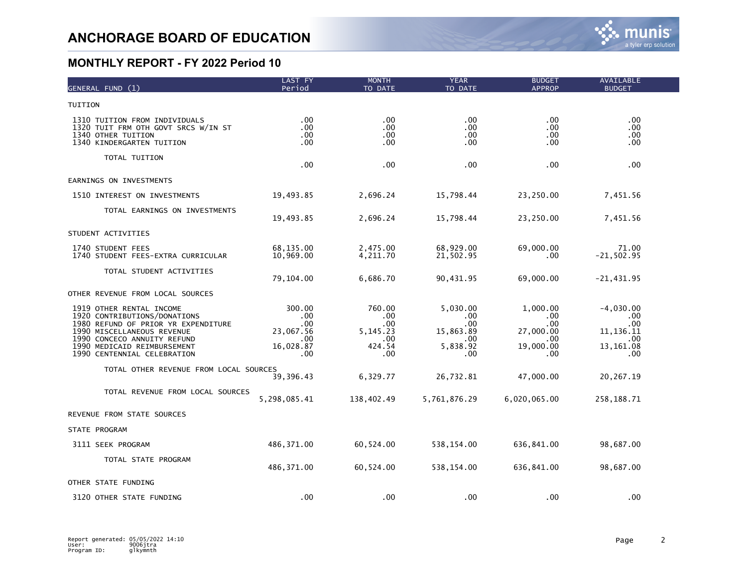# ANCHORAGE BOARD OF EDUCATION

## MONTHLY REPORT - FY 2022 Period 10

| GENERAL FUND (1) | LAST FY Period | MONTH TO DATE | YEAR TO DATE | BUDGET APPROP | AVAILABLE BUDGET |
|---|---|---|---|---|---|
| TUITION | | | | | |
| 1310 TUITION FROM INDIVIDUALS | .00 | .00 | .00 | .00 | .00 |
| 1320 TUIT FRM OTH GOVT SRCS W/IN ST | .00 | .00 | .00 | .00 | .00 |
| 1340 OTHER TUITION | .00 | .00 | .00 | .00 | .00 |
| 1340 KINDERGARTEN TUITION | .00 | .00 | .00 | .00 | .00 |
| TOTAL TUITION | .00 | .00 | .00 | .00 | .00 |
| EARNINGS ON INVESTMENTS | | | | | |
| 1510 INTEREST ON INVESTMENTS | 19,493.85 | 2,696.24 | 15,798.44 | 23,250.00 | 7,451.56 |
| TOTAL EARNINGS ON INVESTMENTS | 19,493.85 | 2,696.24 | 15,798.44 | 23,250.00 | 7,451.56 |
| STUDENT ACTIVITIES | | | | | |
| 1740 STUDENT FEES | 68,135.00 | 2,475.00 | 68,929.00 | 69,000.00 | 71.00 |
| 1740 STUDENT FEES-EXTRA CURRICULAR | 10,969.00 | 4,211.70 | 21,502.95 | .00 | -21,502.95 |
| TOTAL STUDENT ACTIVITIES | 79,104.00 | 6,686.70 | 90,431.95 | 69,000.00 | -21,431.95 |
| OTHER REVENUE FROM LOCAL SOURCES | | | | | |
| 1919 OTHER RENTAL INCOME | 300.00 | 760.00 | 5,030.00 | 1,000.00 | -4,030.00 |
| 1920 CONTRIBUTIONS/DONATIONS | .00 | .00 | .00 | .00 | .00 |
| 1980 REFUND OF PRIOR YR EXPENDITURE | .00 | .00 | .00 | .00 | .00 |
| 1990 MISCELLANEOUS REVENUE | 23,067.56 | 5,145.23 | 15,863.89 | 27,000.00 | 11,136.11 |
| 1990 CONCECO ANNUITY REFUND | .00 | .00 | .00 | .00 | .00 |
| 1990 MEDICAID REIMBURSEMENT | 16,028.87 | 424.54 | 5,838.92 | 19,000.00 | 13,161.08 |
| 1990 CENTENNIAL CELEBRATION | .00 | .00 | .00 | .00 | .00 |
| TOTAL OTHER REVENUE FROM LOCAL SOURCES | 39,396.43 | 6,329.77 | 26,732.81 | 47,000.00 | 20,267.19 |
| TOTAL REVENUE FROM LOCAL SOURCES | 5,298,085.41 | 138,402.49 | 5,761,876.29 | 6,020,065.00 | 258,188.71 |
| REVENUE FROM STATE SOURCES | | | | | |
| STATE PROGRAM | | | | | |
| 3111 SEEK PROGRAM | 486,371.00 | 60,524.00 | 538,154.00 | 636,841.00 | 98,687.00 |
| TOTAL STATE PROGRAM | 486,371.00 | 60,524.00 | 538,154.00 | 636,841.00 | 98,687.00 |
| OTHER STATE FUNDING | | | | | |
| 3120 OTHER STATE FUNDING | .00 | .00 | .00 | .00 | .00 |

Report generated: 05/05/2022 14:10
User: 9006jtra
Program ID: glkymnth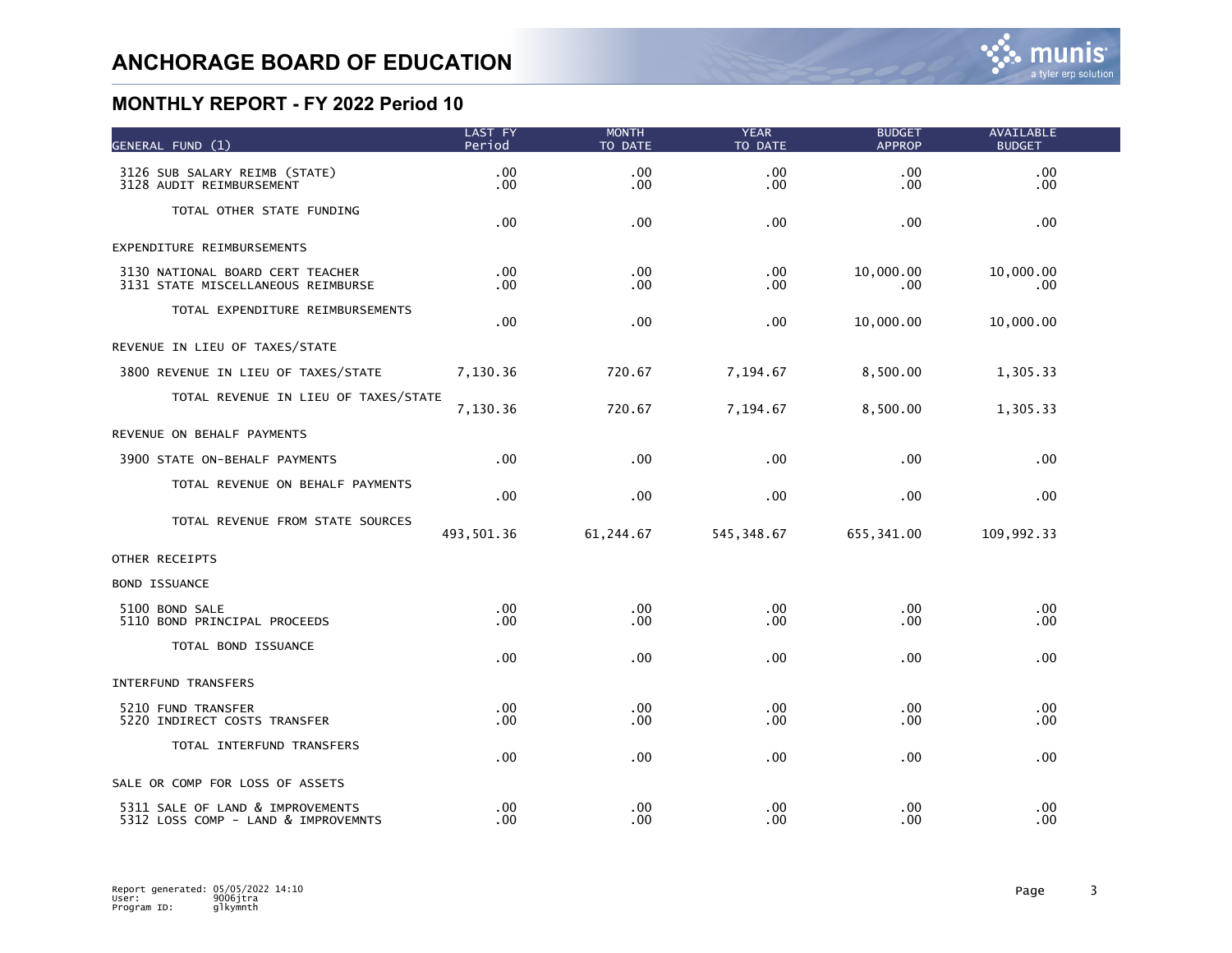# ANCHORAGE BOARD OF EDUCATION

## MONTHLY REPORT - FY 2022 Period 10

| GENERAL FUND (1) | LAST FY Period | MONTH TO DATE | YEAR TO DATE | BUDGET APPROP | AVAILABLE BUDGET |
|---|---|---|---|---|---|
| 3126 SUB SALARY REIMB (STATE) | .00 | .00 | .00 | .00 | .00 |
| 3128 AUDIT REIMBURSEMENT | .00 | .00 | .00 | .00 | .00 |
| TOTAL OTHER STATE FUNDING | .00 | .00 | .00 | .00 | .00 |
| EXPENDITURE REIMBURSEMENTS | | | | | |
| 3130 NATIONAL BOARD CERT TEACHER | .00 | .00 | .00 | 10,000.00 | 10,000.00 |
| 3131 STATE MISCELLANEOUS REIMBURSE | .00 | .00 | .00 | .00 | .00 |
| TOTAL EXPENDITURE REIMBURSEMENTS | .00 | .00 | .00 | 10,000.00 | 10,000.00 |
| REVENUE IN LIEU OF TAXES/STATE | | | | | |
| 3800 REVENUE IN LIEU OF TAXES/STATE | 7,130.36 | 720.67 | 7,194.67 | 8,500.00 | 1,305.33 |
| TOTAL REVENUE IN LIEU OF TAXES/STATE | 7,130.36 | 720.67 | 7,194.67 | 8,500.00 | 1,305.33 |
| REVENUE ON BEHALF PAYMENTS | | | | | |
| 3900 STATE ON-BEHALF PAYMENTS | .00 | .00 | .00 | .00 | .00 |
| TOTAL REVENUE ON BEHALF PAYMENTS | .00 | .00 | .00 | .00 | .00 |
| TOTAL REVENUE FROM STATE SOURCES | 493,501.36 | 61,244.67 | 545,348.67 | 655,341.00 | 109,992.33 |
| OTHER RECEIPTS | | | | | |
| BOND ISSUANCE | | | | | |
| 5100 BOND SALE | .00 | .00 | .00 | .00 | .00 |
| 5110 BOND PRINCIPAL PROCEEDS | .00 | .00 | .00 | .00 | .00 |
| TOTAL BOND ISSUANCE | .00 | .00 | .00 | .00 | .00 |
| INTERFUND TRANSFERS | | | | | |
| 5210 FUND TRANSFER | .00 | .00 | .00 | .00 | .00 |
| 5220 INDIRECT COSTS TRANSFER | .00 | .00 | .00 | .00 | .00 |
| TOTAL INTERFUND TRANSFERS | .00 | .00 | .00 | .00 | .00 |
| SALE OR COMP FOR LOSS OF ASSETS | | | | | |
| 5311 SALE OF LAND & IMPROVEMENTS | .00 | .00 | .00 | .00 | .00 |
| 5312 LOSS COMP - LAND & IMPROVEMNTS | .00 | .00 | .00 | .00 | .00 |

Report generated: 05/05/2022 14:10
User: 9006jtra
Program ID: glkymnth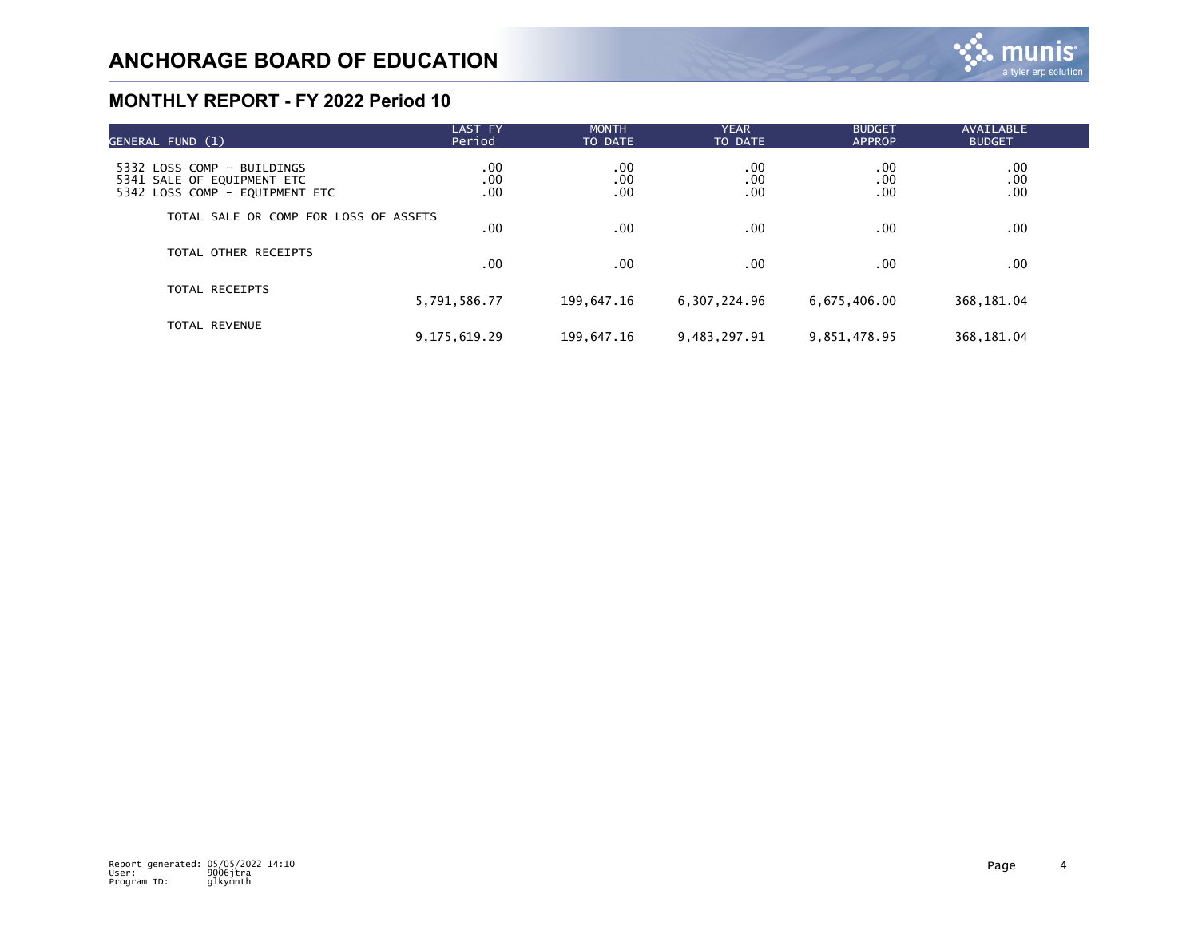# ANCHORAGE BOARD OF EDUCATION

## MONTHLY REPORT - FY 2022 Period 10

| GENERAL FUND (1) | LAST FY Period | MONTH TO DATE | YEAR TO DATE | BUDGET APPROP | AVAILABLE BUDGET |
|---|---|---|---|---|---|
| 5332 LOSS COMP - BUILDINGS | .00 | .00 | .00 | .00 | .00 |
| 5341 SALE OF EQUIPMENT ETC | .00 | .00 | .00 | .00 | .00 |
| 5342 LOSS COMP - EQUIPMENT ETC | .00 | .00 | .00 | .00 | .00 |
| TOTAL SALE OR COMP FOR LOSS OF ASSETS | .00 | .00 | .00 | .00 | .00 |
| TOTAL OTHER RECEIPTS | .00 | .00 | .00 | .00 | .00 |
| TOTAL RECEIPTS | 5,791,586.77 | 199,647.16 | 6,307,224.96 | 6,675,406.00 | 368,181.04 |
| TOTAL REVENUE | 9,175,619.29 | 199,647.16 | 9,483,297.91 | 9,851,478.95 | 368,181.04 |

Report generated: 05/05/2022 14:10
User: 9006jtra
Program ID: glkymnth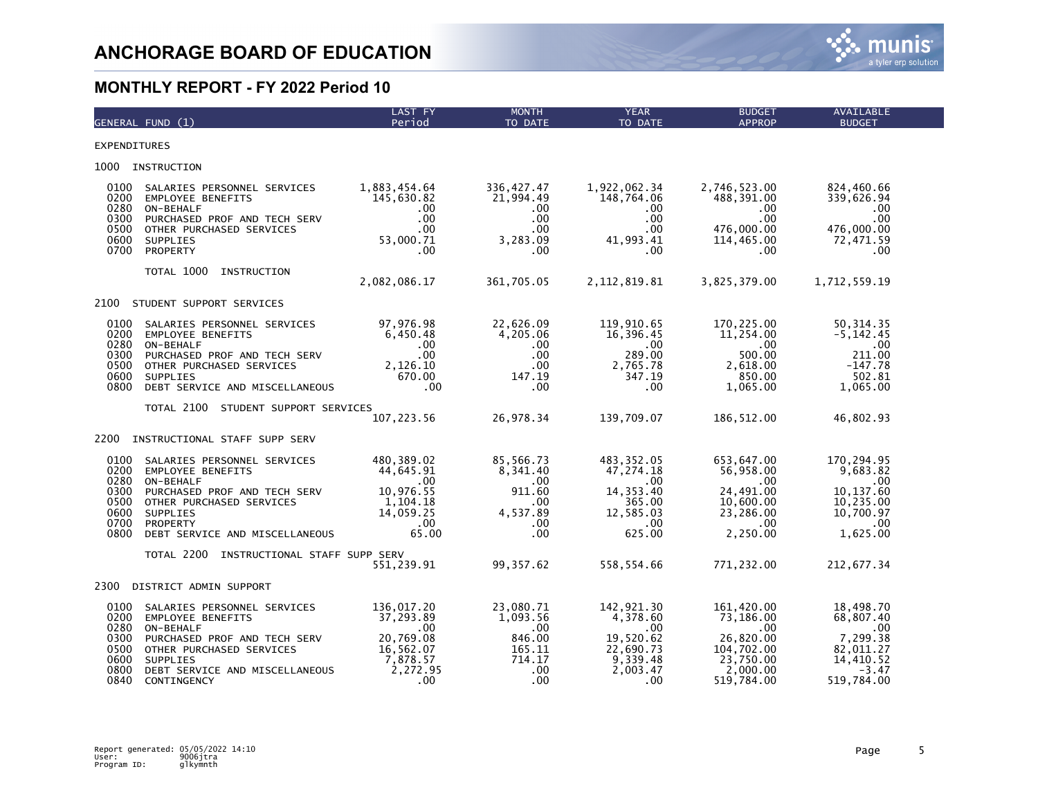# ANCHORAGE BOARD OF EDUCATION

## MONTHLY REPORT - FY 2022 Period 10

| GENERAL FUND (1) | | LAST FY Period | MONTH TO DATE | YEAR TO DATE | BUDGET APPROP | AVAILABLE BUDGET |
|---|---|---|---|---|---|---|
| EXPENDITURES | | | | | | |
| 1000 | INSTRUCTION | | | | | |
| 0100 | SALARIES PERSONNEL SERVICES | 1,883,454.64 | 336,427.47 | 1,922,062.34 | 2,746,523.00 | 824,460.66 |
| 0200 | EMPLOYEE BENEFITS | 145,630.82 | 21,994.49 | 148,764.06 | 488,391.00 | 339,626.94 |
| 0280 | ON-BEHALF | .00 | .00 | .00 | .00 | .00 |
| 0300 | PURCHASED PROF AND TECH SERV | .00 | .00 | .00 | .00 | .00 |
| 0500 | OTHER PURCHASED SERVICES | .00 | .00 | .00 | 476,000.00 | 476,000.00 |
| 0600 | SUPPLIES | 53,000.71 | 3,283.09 | 41,993.41 | 114,465.00 | 72,471.59 |
| 0700 | PROPERTY | .00 | .00 | .00 | .00 | .00 |
| | TOTAL 1000 INSTRUCTION | 2,082,086.17 | 361,705.05 | 2,112,819.81 | 3,825,379.00 | 1,712,559.19 |
| 2100 | STUDENT SUPPORT SERVICES | | | | | |
| 0100 | SALARIES PERSONNEL SERVICES | 97,976.98 | 22,626.09 | 119,910.65 | 170,225.00 | 50,314.35 |
| 0200 | EMPLOYEE BENEFITS | 6,450.48 | 4,205.06 | 16,396.45 | 11,254.00 | -5,142.45 |
| 0280 | ON-BEHALF | .00 | .00 | .00 | .00 | .00 |
| 0300 | PURCHASED PROF AND TECH SERV | .00 | .00 | 289.00 | 500.00 | 211.00 |
| 0500 | OTHER PURCHASED SERVICES | 2,126.10 | .00 | 2,765.78 | 2,618.00 | -147.78 |
| 0600 | SUPPLIES | 670.00 | 147.19 | 347.19 | 850.00 | 502.81 |
| 0800 | DEBT SERVICE AND MISCELLANEOUS | .00 | .00 | .00 | 1,065.00 | 1,065.00 |
| | TOTAL 2100 STUDENT SUPPORT SERVICES | 107,223.56 | 26,978.34 | 139,709.07 | 186,512.00 | 46,802.93 |
| 2200 | INSTRUCTIONAL STAFF SUPP SERV | | | | | |
| 0100 | SALARIES PERSONNEL SERVICES | 480,389.02 | 85,566.73 | 483,352.05 | 653,647.00 | 170,294.95 |
| 0200 | EMPLOYEE BENEFITS | 44,645.91 | 8,341.40 | 47,274.18 | 56,958.00 | 9,683.82 |
| 0280 | ON-BEHALF | .00 | .00 | .00 | .00 | .00 |
| 0300 | PURCHASED PROF AND TECH SERV | 10,976.55 | 911.60 | 14,353.40 | 24,491.00 | 10,137.60 |
| 0500 | OTHER PURCHASED SERVICES | 1,104.18 | .00 | 365.00 | 10,600.00 | 10,235.00 |
| 0600 | SUPPLIES | 14,059.25 | 4,537.89 | 12,585.03 | 23,286.00 | 10,700.97 |
| 0700 | PROPERTY | .00 | .00 | .00 | .00 | .00 |
| 0800 | DEBT SERVICE AND MISCELLANEOUS | 65.00 | .00 | 625.00 | 2,250.00 | 1,625.00 |
| | TOTAL 2200 INSTRUCTIONAL STAFF SUPP SERV | 551,239.91 | 99,357.62 | 558,554.66 | 771,232.00 | 212,677.34 |
| 2300 | DISTRICT ADMIN SUPPORT | | | | | |
| 0100 | SALARIES PERSONNEL SERVICES | 136,017.20 | 23,080.71 | 142,921.30 | 161,420.00 | 18,498.70 |
| 0200 | EMPLOYEE BENEFITS | 37,293.89 | 1,093.56 | 4,378.60 | 73,186.00 | 68,807.40 |
| 0280 | ON-BEHALF | .00 | .00 | .00 | .00 | .00 |
| 0300 | PURCHASED PROF AND TECH SERV | 20,769.08 | 846.00 | 19,520.62 | 26,820.00 | 7,299.38 |
| 0500 | OTHER PURCHASED SERVICES | 16,562.07 | 165.11 | 22,690.73 | 104,702.00 | 82,011.27 |
| 0600 | SUPPLIES | 7,878.57 | 714.17 | 9,339.48 | 23,750.00 | 14,410.52 |
| 0800 | DEBT SERVICE AND MISCELLANEOUS | 2,272.95 | .00 | 2,003.47 | 2,000.00 | -3.47 |
| 0840 | CONTINGENCY | .00 | .00 | .00 | 519,784.00 | 519,784.00 |

Report generated: 05/05/2022 14:10
User: 9006jtra
Program ID: glkymnth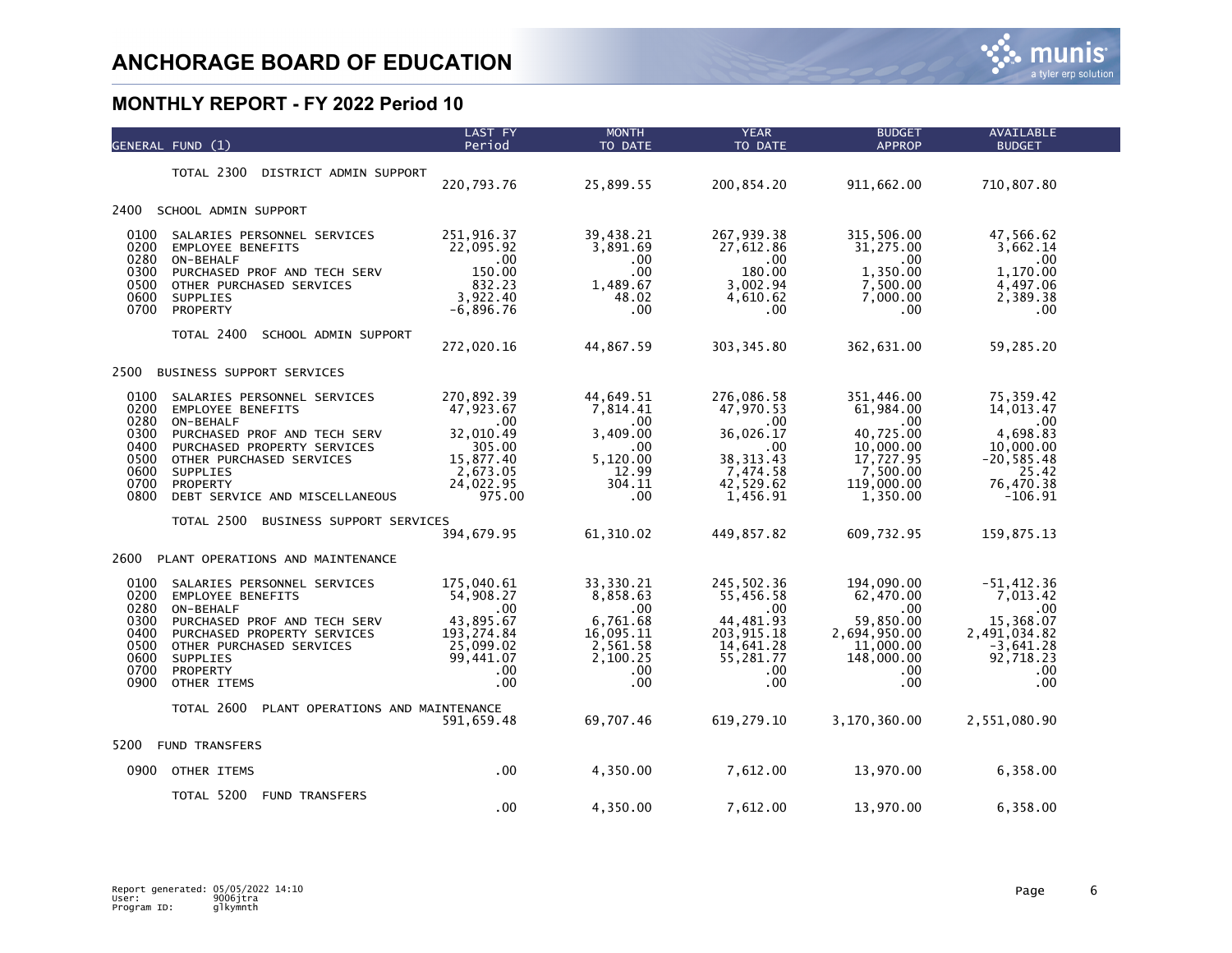# ANCHORAGE BOARD OF EDUCATION

## MONTHLY REPORT - FY 2022 Period 10

| GENERAL FUND (1) | | LAST FY Period | MONTH TO DATE | YEAR TO DATE | BUDGET APPROP | AVAILABLE BUDGET |
|---|---|---|---|---|---|---|
| | TOTAL 2300 DISTRICT ADMIN SUPPORT | 220,793.76 | 25,899.55 | 200,854.20 | 911,662.00 | 710,807.80 |
| 2400 | SCHOOL ADMIN SUPPORT | | | | | |
| 0100 | SALARIES PERSONNEL SERVICES | 251,916.37 | 39,438.21 | 267,939.38 | 315,506.00 | 47,566.62 |
| 0200 | EMPLOYEE BENEFITS | 22,095.92 | 3,891.69 | 27,612.86 | 31,275.00 | 3,662.14 |
| 0280 | ON-BEHALF | .00 | .00 | .00 | .00 | .00 |
| 0300 | PURCHASED PROF AND TECH SERV | 150.00 | .00 | 180.00 | 1,350.00 | 1,170.00 |
| 0500 | OTHER PURCHASED SERVICES | 832.23 | 1,489.67 | 3,002.94 | 7,500.00 | 4,497.06 |
| 0600 | SUPPLIES | 3,922.40 | 48.02 | 4,610.62 | 7,000.00 | 2,389.38 |
| 0700 | PROPERTY | -6,896.76 | .00 | .00 | .00 | .00 |
| | TOTAL 2400 SCHOOL ADMIN SUPPORT | 272,020.16 | 44,867.59 | 303,345.80 | 362,631.00 | 59,285.20 |
| 2500 | BUSINESS SUPPORT SERVICES | | | | | |
| 0100 | SALARIES PERSONNEL SERVICES | 270,892.39 | 44,649.51 | 276,086.58 | 351,446.00 | 75,359.42 |
| 0200 | EMPLOYEE BENEFITS | 47,923.67 | 7,814.41 | 47,970.53 | 61,984.00 | 14,013.47 |
| 0280 | ON-BEHALF | .00 | .00 | .00 | .00 | .00 |
| 0300 | PURCHASED PROF AND TECH SERV | 32,010.49 | 3,409.00 | 36,026.17 | 40,725.00 | 4,698.83 |
| 0400 | PURCHASED PROPERTY SERVICES | 305.00 | .00 | .00 | 10,000.00 | 10,000.00 |
| 0500 | OTHER PURCHASED SERVICES | 15,877.40 | 5,120.00 | 38,313.43 | 17,727.95 | -20,585.48 |
| 0600 | SUPPLIES | 2,673.05 | 12.99 | 7,474.58 | 7,500.00 | 25.42 |
| 0700 | PROPERTY | 24,022.95 | 304.11 | 42,529.62 | 119,000.00 | 76,470.38 |
| 0800 | DEBT SERVICE AND MISCELLANEOUS | 975.00 | .00 | 1,456.91 | 1,350.00 | -106.91 |
| | TOTAL 2500 BUSINESS SUPPORT SERVICES | 394,679.95 | 61,310.02 | 449,857.82 | 609,732.95 | 159,875.13 |
| 2600 | PLANT OPERATIONS AND MAINTENANCE | | | | | |
| 0100 | SALARIES PERSONNEL SERVICES | 175,040.61 | 33,330.21 | 245,502.36 | 194,090.00 | -51,412.36 |
| 0200 | EMPLOYEE BENEFITS | 54,908.27 | 8,858.63 | 55,456.58 | 62,470.00 | 7,013.42 |
| 0280 | ON-BEHALF | .00 | .00 | .00 | .00 | .00 |
| 0300 | PURCHASED PROF AND TECH SERV | 43,895.67 | 6,761.68 | 44,481.93 | 59,850.00 | 15,368.07 |
| 0400 | PURCHASED PROPERTY SERVICES | 193,274.84 | 16,095.11 | 203,915.18 | 2,694,950.00 | 2,491,034.82 |
| 0500 | OTHER PURCHASED SERVICES | 25,099.02 | 2,561.58 | 14,641.28 | 11,000.00 | -3,641.28 |
| 0600 | SUPPLIES | 99,441.07 | 2,100.25 | 55,281.77 | 148,000.00 | 92,718.23 |
| 0700 | PROPERTY | .00 | .00 | .00 | .00 | .00 |
| 0900 | OTHER ITEMS | .00 | .00 | .00 | .00 | .00 |
| | TOTAL 2600 PLANT OPERATIONS AND MAINTENANCE | 591,659.48 | 69,707.46 | 619,279.10 | 3,170,360.00 | 2,551,080.90 |
| 5200 | FUND TRANSFERS | | | | | |
| 0900 | OTHER ITEMS | .00 | 4,350.00 | 7,612.00 | 13,970.00 | 6,358.00 |
| | TOTAL 5200 FUND TRANSFERS | .00 | 4,350.00 | 7,612.00 | 13,970.00 | 6,358.00 |

Report generated: 05/05/2022 14:10
User: 9006jtra
Program ID: glkymnth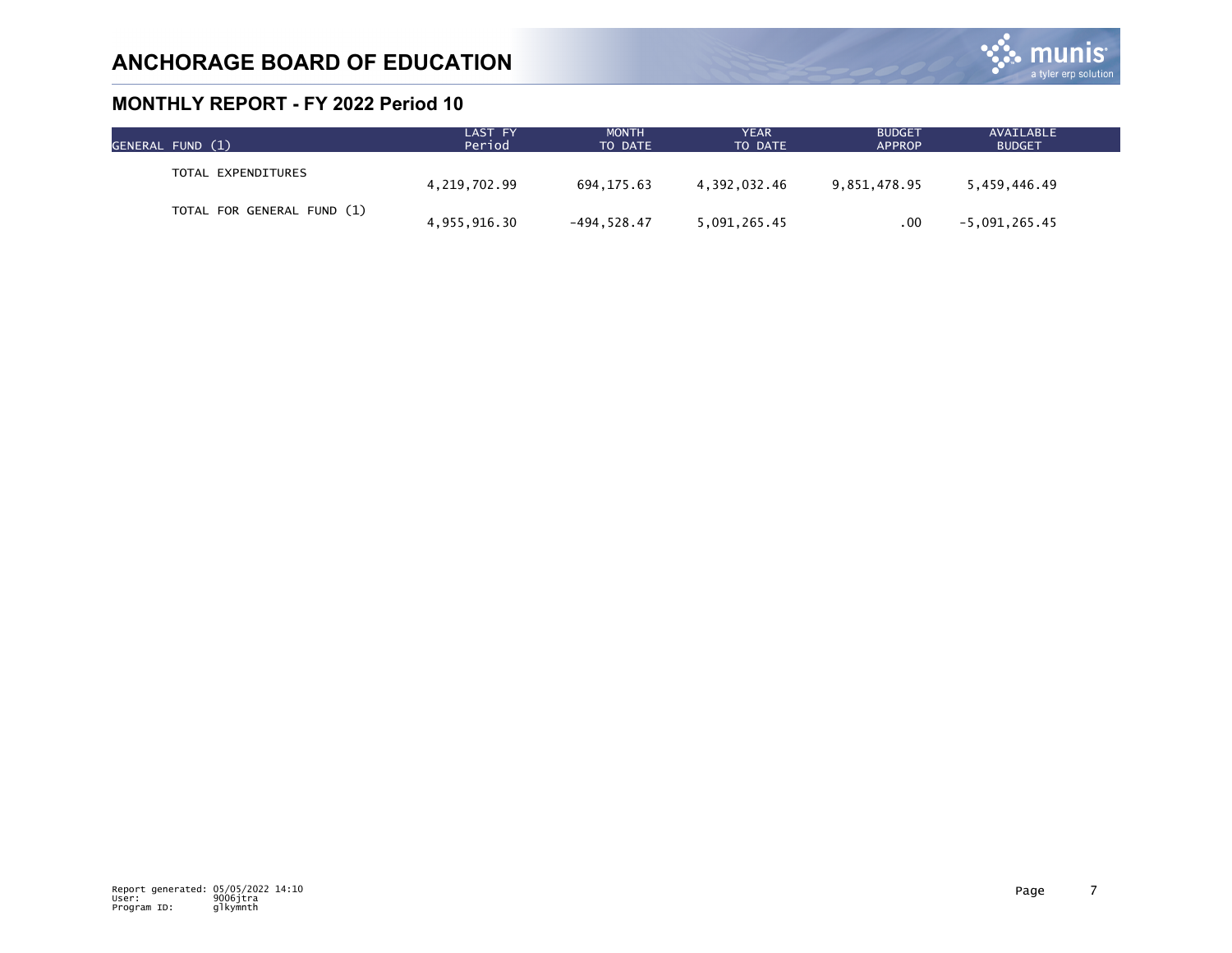# ANCHORAGE BOARD OF EDUCATION

## MONTHLY REPORT - FY 2022 Period 10

| GENERAL FUND (1) | LAST FY Period | MONTH TO DATE | YEAR TO DATE | BUDGET APPROP | AVAILABLE BUDGET |
|---|---|---|---|---|---|
| TOTAL EXPENDITURES | 4,219,702.99 | 694,175.63 | 4,392,032.46 | 9,851,478.95 | 5,459,446.49 |
| TOTAL FOR GENERAL FUND (1) | 4,955,916.30 | -494,528.47 | 5,091,265.45 | .00 | -5,091,265.45 |

Report generated: 05/05/2022 14:10
User: 9006jtra
Program ID: glkymnth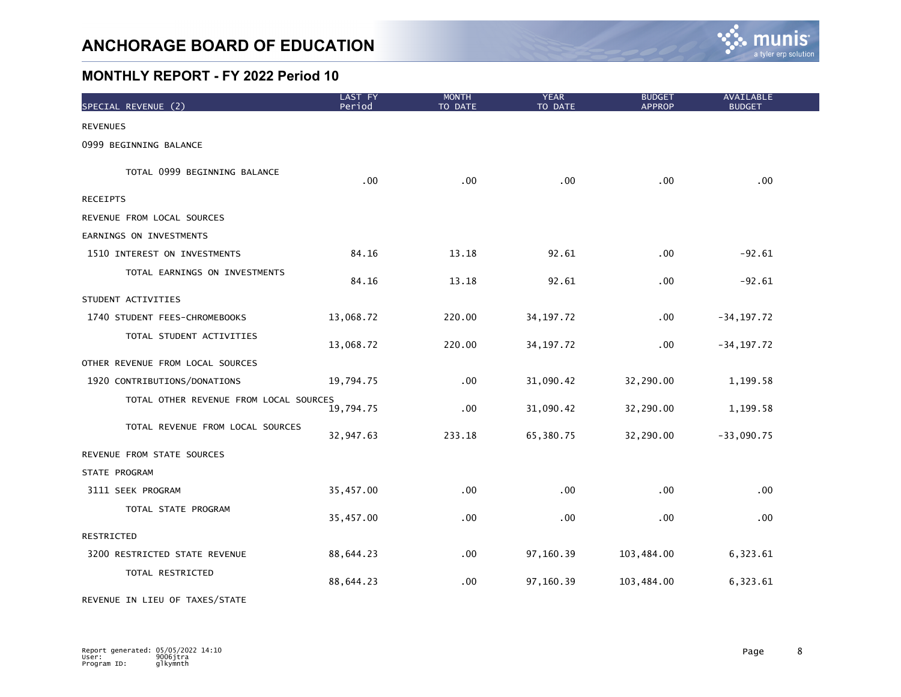# ANCHORAGE BOARD OF EDUCATION

## MONTHLY REPORT - FY 2022 Period 10

| SPECIAL REVENUE (2) | LAST FY Period | MONTH TO DATE | YEAR TO DATE | BUDGET APPROP | AVAILABLE BUDGET |
|---|---|---|---|---|---|
| REVENUES | | | | | |
| 0999 BEGINNING BALANCE | | | | | |
| TOTAL 0999 BEGINNING BALANCE | .00 | .00 | .00 | .00 | .00 |
| RECEIPTS | | | | | |
| REVENUE FROM LOCAL SOURCES | | | | | |
| EARNINGS ON INVESTMENTS | | | | | |
| 1510 INTEREST ON INVESTMENTS | 84.16 | 13.18 | 92.61 | .00 | -92.61 |
| TOTAL EARNINGS ON INVESTMENTS | 84.16 | 13.18 | 92.61 | .00 | -92.61 |
| STUDENT ACTIVITIES | | | | | |
| 1740 STUDENT FEES-CHROMEBOOKS | 13,068.72 | 220.00 | 34,197.72 | .00 | -34,197.72 |
| TOTAL STUDENT ACTIVITIES | 13,068.72 | 220.00 | 34,197.72 | .00 | -34,197.72 |
| OTHER REVENUE FROM LOCAL SOURCES | | | | | |
| 1920 CONTRIBUTIONS/DONATIONS | 19,794.75 | .00 | 31,090.42 | 32,290.00 | 1,199.58 |
| TOTAL OTHER REVENUE FROM LOCAL SOURCES | 19,794.75 | .00 | 31,090.42 | 32,290.00 | 1,199.58 |
| TOTAL REVENUE FROM LOCAL SOURCES | 32,947.63 | 233.18 | 65,380.75 | 32,290.00 | -33,090.75 |
| REVENUE FROM STATE SOURCES | | | | | |
| STATE PROGRAM | | | | | |
| 3111 SEEK PROGRAM | 35,457.00 | .00 | .00 | .00 | .00 |
| TOTAL STATE PROGRAM | 35,457.00 | .00 | .00 | .00 | .00 |
| RESTRICTED | | | | | |
| 3200 RESTRICTED STATE REVENUE | 88,644.23 | .00 | 97,160.39 | 103,484.00 | 6,323.61 |
| TOTAL RESTRICTED | 88,644.23 | .00 | 97,160.39 | 103,484.00 | 6,323.61 |
| REVENUE IN LIEU OF TAXES/STATE | | | | | |

Report generated: 05/05/2022 14:10
User: 9006jtra
Program ID: glkymnth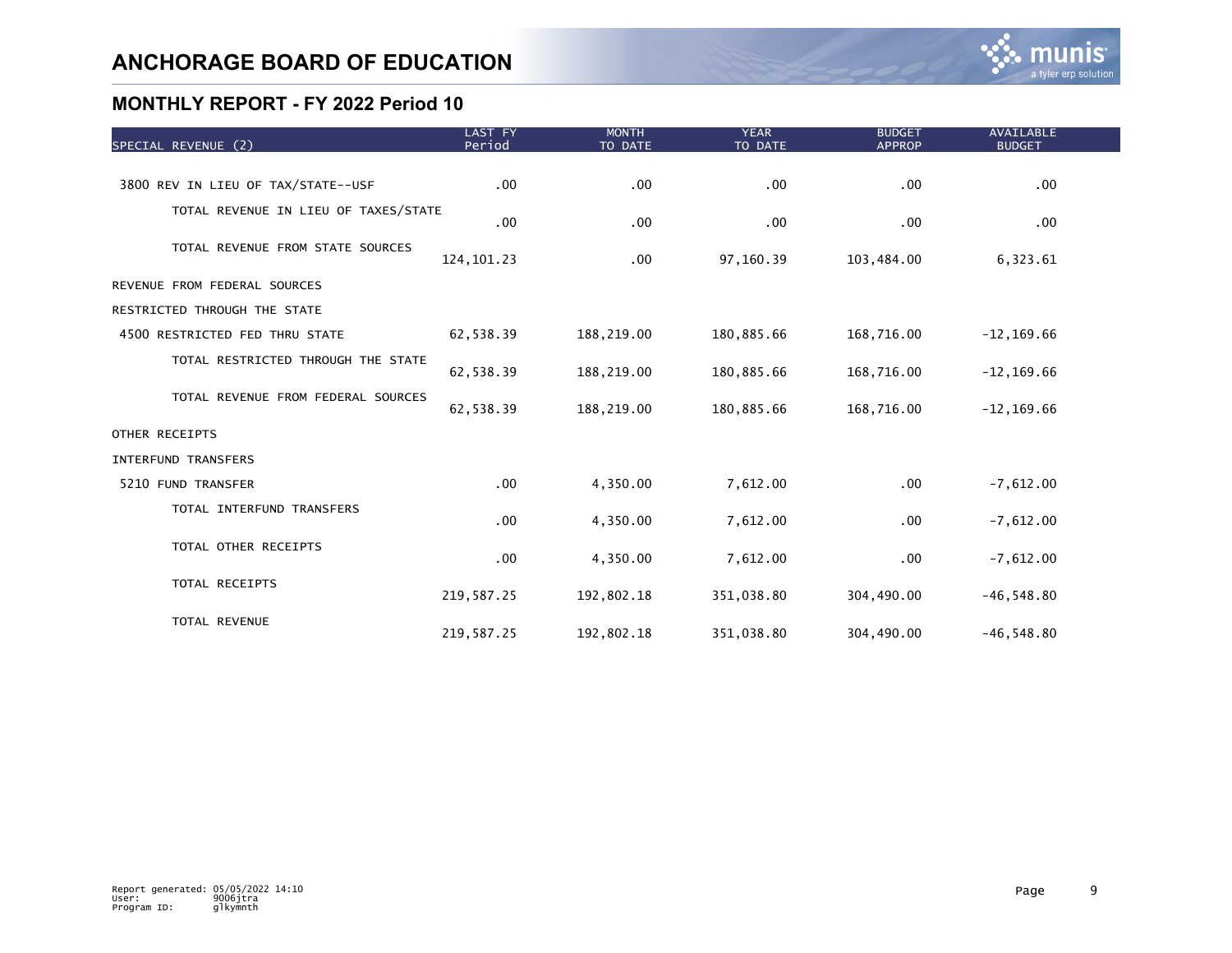# ANCHORAGE BOARD OF EDUCATION

## MONTHLY REPORT - FY 2022 Period 10

| SPECIAL REVENUE (2) | LAST FY Period | MONTH TO DATE | YEAR TO DATE | BUDGET APPROP | AVAILABLE BUDGET |
|---|---|---|---|---|---|
| 3800 REV IN LIEU OF TAX/STATE--USF | .00 | .00 | .00 | .00 | .00 |
| TOTAL REVENUE IN LIEU OF TAXES/STATE | .00 | .00 | .00 | .00 | .00 |
| TOTAL REVENUE FROM STATE SOURCES | 124,101.23 | .00 | 97,160.39 | 103,484.00 | 6,323.61 |
| REVENUE FROM FEDERAL SOURCES | | | | | |
| RESTRICTED THROUGH THE STATE | | | | | |
| 4500 RESTRICTED FED THRU STATE | 62,538.39 | 188,219.00 | 180,885.66 | 168,716.00 | -12,169.66 |
| TOTAL RESTRICTED THROUGH THE STATE | 62,538.39 | 188,219.00 | 180,885.66 | 168,716.00 | -12,169.66 |
| TOTAL REVENUE FROM FEDERAL SOURCES | 62,538.39 | 188,219.00 | 180,885.66 | 168,716.00 | -12,169.66 |
| OTHER RECEIPTS | | | | | |
| INTERFUND TRANSFERS | | | | | |
| 5210 FUND TRANSFER | .00 | 4,350.00 | 7,612.00 | .00 | -7,612.00 |
| TOTAL INTERFUND TRANSFERS | .00 | 4,350.00 | 7,612.00 | .00 | -7,612.00 |
| TOTAL OTHER RECEIPTS | .00 | 4,350.00 | 7,612.00 | .00 | -7,612.00 |
| TOTAL RECEIPTS | 219,587.25 | 192,802.18 | 351,038.80 | 304,490.00 | -46,548.80 |
| TOTAL REVENUE | 219,587.25 | 192,802.18 | 351,038.80 | 304,490.00 | -46,548.80 |

Report generated: 05/05/2022 14:10
User: 9006jtra
Program ID: glkymnth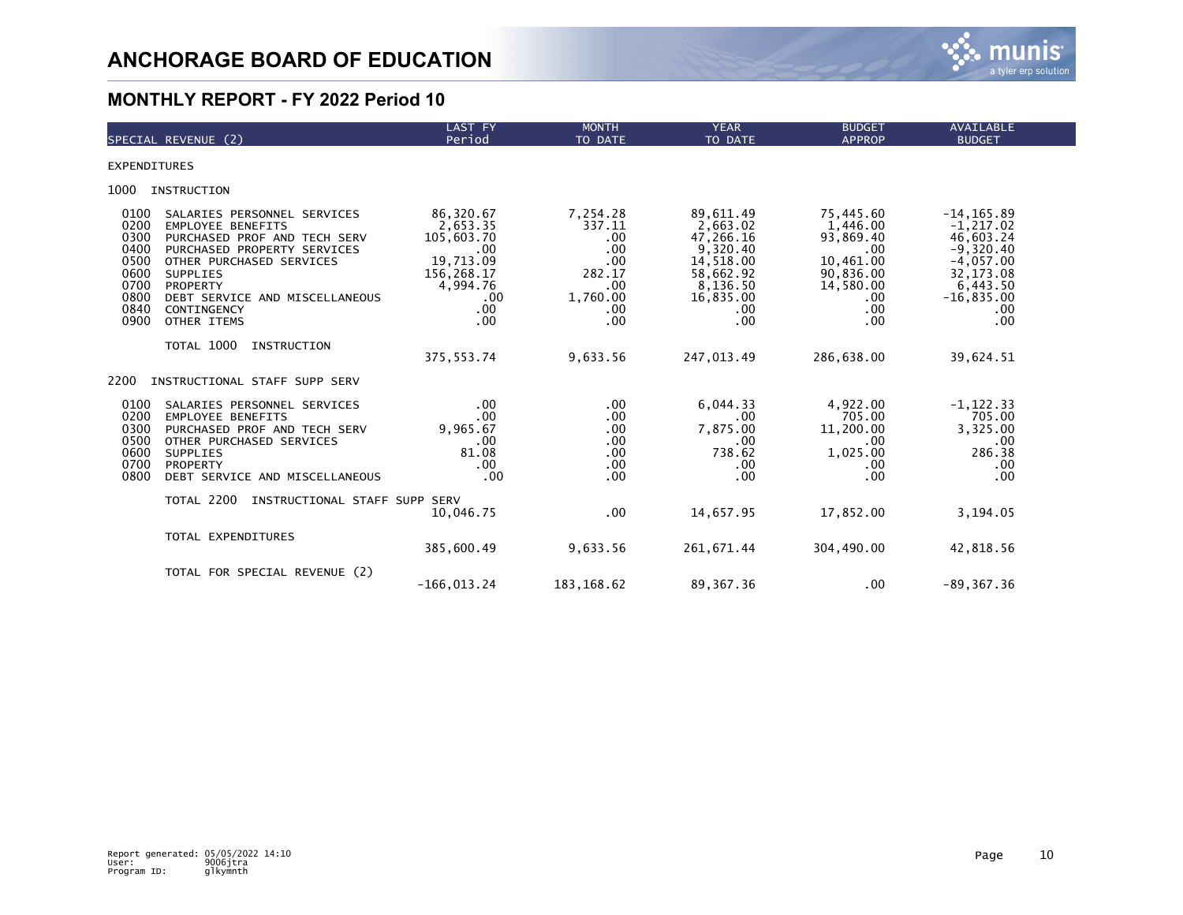# ANCHORAGE BOARD OF EDUCATION

## MONTHLY REPORT - FY 2022 Period 10

| SPECIAL REVENUE (2) | LAST FY Period | MONTH TO DATE | YEAR TO DATE | BUDGET APPROP | AVAILABLE BUDGET |
|---|---|---|---|---|---|
| **EXPENDITURES** | | | | | |
| **1000 INSTRUCTION** | | | | | |
| 0100 SALARIES PERSONNEL SERVICES | 86,320.67 | 7,254.28 | 89,611.49 | 75,445.60 | -14,165.89 |
| 0200 EMPLOYEE BENEFITS | 2,653.35 | 337.11 | 2,663.02 | 1,446.00 | -1,217.02 |
| 0300 PURCHASED PROF AND TECH SERV | 105,603.70 | .00 | 47,266.16 | 93,869.40 | 46,603.24 |
| 0400 PURCHASED PROPERTY SERVICES | .00 | .00 | 9,320.40 | .00 | -9,320.40 |
| 0500 OTHER PURCHASED SERVICES | 19,713.09 | .00 | 14,518.00 | 10,461.00 | -4,057.00 |
| 0600 SUPPLIES | 156,268.17 | 282.17 | 58,662.92 | 90,836.00 | 32,173.08 |
| 0700 PROPERTY | 4,994.76 | .00 | 8,136.50 | 14,580.00 | 6,443.50 |
| 0800 DEBT SERVICE AND MISCELLANEOUS | .00 | 1,760.00 | 16,835.00 | .00 | -16,835.00 |
| 0840 CONTINGENCY | .00 | .00 | .00 | .00 | .00 |
| 0900 OTHER ITEMS | .00 | .00 | .00 | .00 | .00 |
| TOTAL 1000 INSTRUCTION | 375,553.74 | 9,633.56 | 247,013.49 | 286,638.00 | 39,624.51 |
| **2200 INSTRUCTIONAL STAFF SUPP SERV** | | | | | |
| 0100 SALARIES PERSONNEL SERVICES | .00 | .00 | 6,044.33 | 4,922.00 | -1,122.33 |
| 0200 EMPLOYEE BENEFITS | .00 | .00 | .00 | 705.00 | 705.00 |
| 0300 PURCHASED PROF AND TECH SERV | 9,965.67 | .00 | 7,875.00 | 11,200.00 | 3,325.00 |
| 0500 OTHER PURCHASED SERVICES | .00 | .00 | .00 | .00 | .00 |
| 0600 SUPPLIES | 81.08 | .00 | 738.62 | 1,025.00 | 286.38 |
| 0700 PROPERTY | .00 | .00 | .00 | .00 | .00 |
| 0800 DEBT SERVICE AND MISCELLANEOUS | .00 | .00 | .00 | .00 | .00 |
| TOTAL 2200 INSTRUCTIONAL STAFF SUPP SERV | 10,046.75 | .00 | 14,657.95 | 17,852.00 | 3,194.05 |
| TOTAL EXPENDITURES | 385,600.49 | 9,633.56 | 261,671.44 | 304,490.00 | 42,818.56 |
| TOTAL FOR SPECIAL REVENUE (2) | -166,013.24 | 183,168.62 | 89,367.36 | .00 | -89,367.36 |

Report generated: 05/05/2022 14:10
User: 9006jtra
Program ID: glkymnth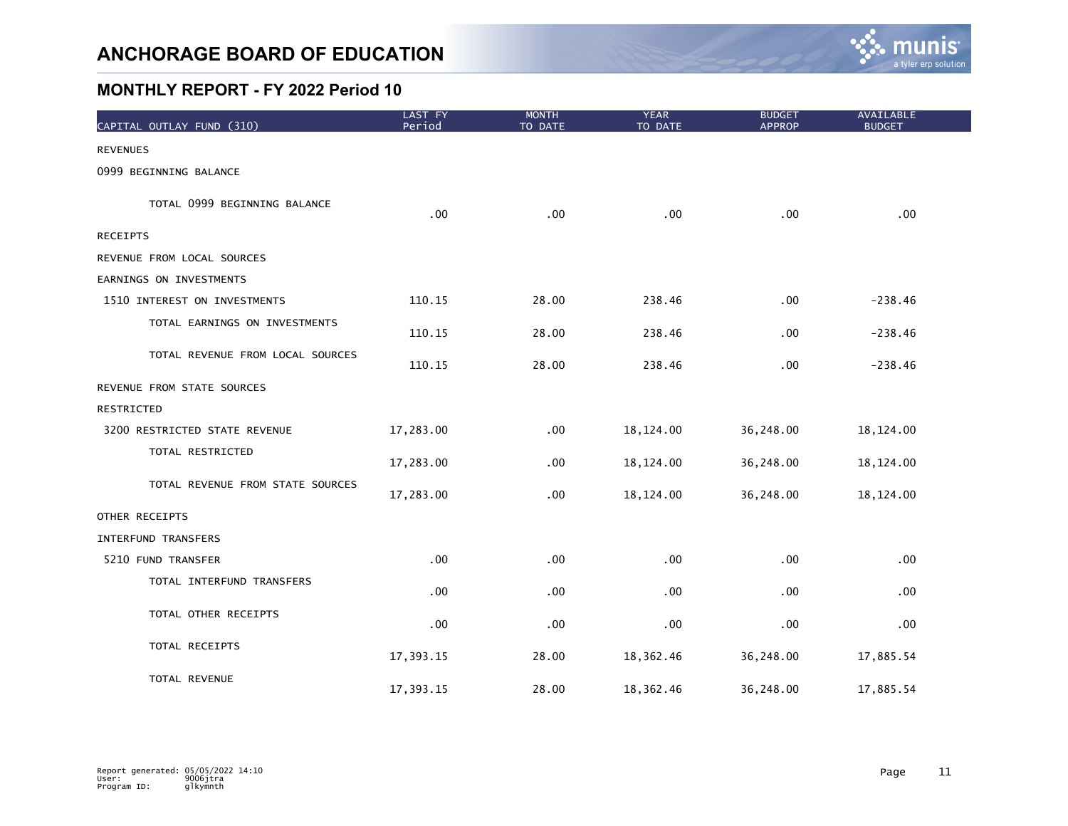# ANCHORAGE BOARD OF EDUCATION

## MONTHLY REPORT - FY 2022 Period 10

| CAPITAL OUTLAY FUND (310) | LAST FY Period | MONTH TO DATE | YEAR TO DATE | BUDGET APPROP | AVAILABLE BUDGET |
|---|---|---|---|---|---|
| REVENUES | | | | | |
| 0999 BEGINNING BALANCE | | | | | |
| TOTAL 0999 BEGINNING BALANCE | .00 | .00 | .00 | .00 | .00 |
| RECEIPTS | | | | | |
| REVENUE FROM LOCAL SOURCES | | | | | |
| EARNINGS ON INVESTMENTS | | | | | |
| 1510 INTEREST ON INVESTMENTS | 110.15 | 28.00 | 238.46 | .00 | -238.46 |
| TOTAL EARNINGS ON INVESTMENTS | 110.15 | 28.00 | 238.46 | .00 | -238.46 |
| TOTAL REVENUE FROM LOCAL SOURCES | 110.15 | 28.00 | 238.46 | .00 | -238.46 |
| REVENUE FROM STATE SOURCES | | | | | |
| RESTRICTED | | | | | |
| 3200 RESTRICTED STATE REVENUE | 17,283.00 | .00 | 18,124.00 | 36,248.00 | 18,124.00 |
| TOTAL RESTRICTED | 17,283.00 | .00 | 18,124.00 | 36,248.00 | 18,124.00 |
| TOTAL REVENUE FROM STATE SOURCES | 17,283.00 | .00 | 18,124.00 | 36,248.00 | 18,124.00 |
| OTHER RECEIPTS | | | | | |
| INTERFUND TRANSFERS | | | | | |
| 5210 FUND TRANSFER | .00 | .00 | .00 | .00 | .00 |
| TOTAL INTERFUND TRANSFERS | .00 | .00 | .00 | .00 | .00 |
| TOTAL OTHER RECEIPTS | .00 | .00 | .00 | .00 | .00 |
| TOTAL RECEIPTS | 17,393.15 | 28.00 | 18,362.46 | 36,248.00 | 17,885.54 |
| TOTAL REVENUE | 17,393.15 | 28.00 | 18,362.46 | 36,248.00 | 17,885.54 |

Report generated: 05/05/2022 14:10
User: 9006jtra
Program ID: glkymnth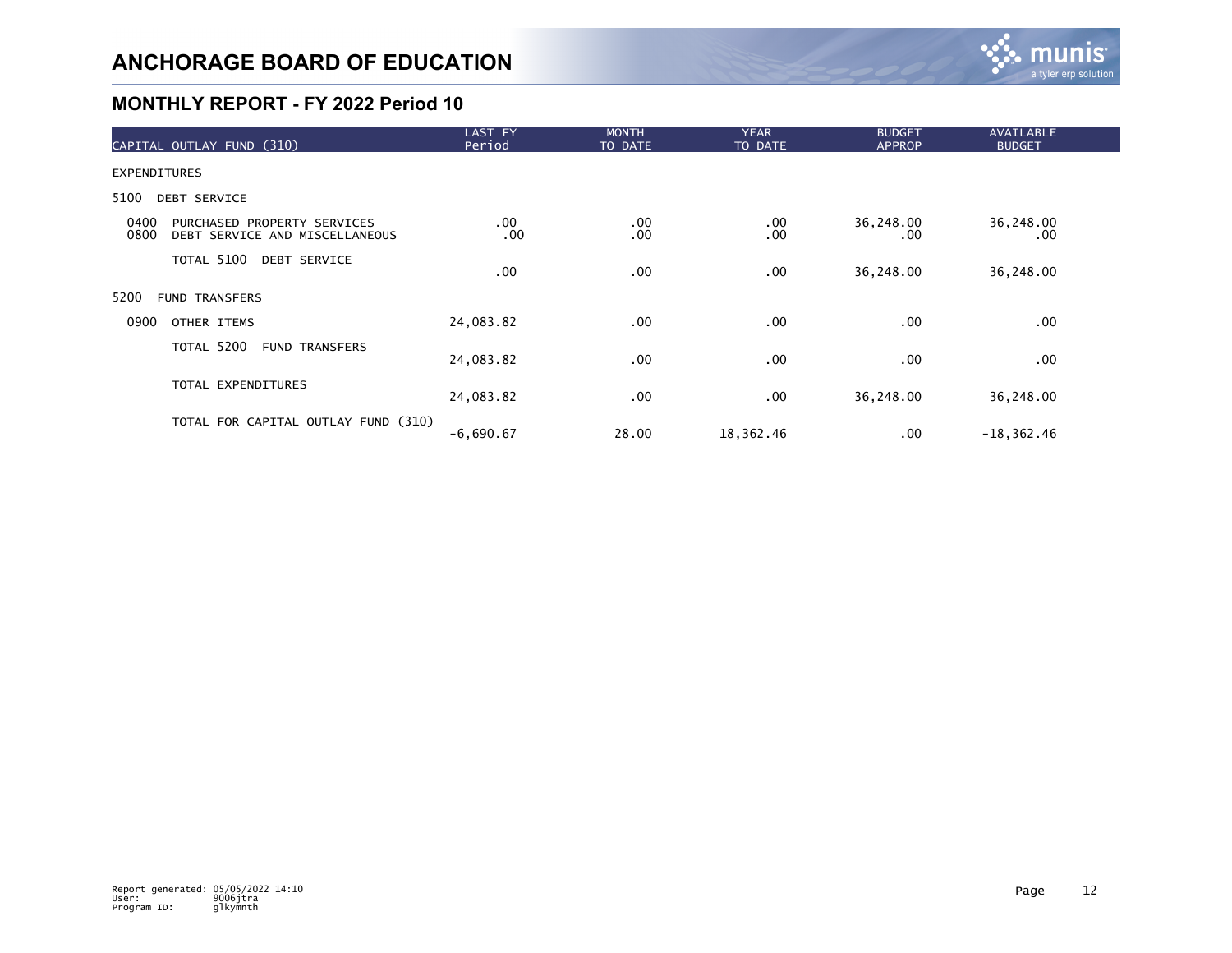# ANCHORAGE BOARD OF EDUCATION

## MONTHLY REPORT - FY 2022 Period 10

| CAPITAL OUTLAY FUND (310) | LAST FY Period | MONTH TO DATE | YEAR TO DATE | BUDGET APPROP | AVAILABLE BUDGET |
|---|---|---|---|---|---|
| EXPENDITURES | | | | | |
| 5100 DEBT SERVICE | | | | | |
| 0400 PURCHASED PROPERTY SERVICES | .00 | .00 | .00 | 36,248.00 | 36,248.00 |
| 0800 DEBT SERVICE AND MISCELLANEOUS | .00 | .00 | .00 | .00 | .00 |
| TOTAL 5100 DEBT SERVICE | .00 | .00 | .00 | 36,248.00 | 36,248.00 |
| 5200 FUND TRANSFERS | | | | | |
| 0900 OTHER ITEMS | 24,083.82 | .00 | .00 | .00 | .00 |
| TOTAL 5200 FUND TRANSFERS | 24,083.82 | .00 | .00 | .00 | .00 |
| TOTAL EXPENDITURES | 24,083.82 | .00 | .00 | 36,248.00 | 36,248.00 |
| TOTAL FOR CAPITAL OUTLAY FUND (310) | -6,690.67 | 28.00 | 18,362.46 | .00 | -18,362.46 |

Report generated: 05/05/2022 14:10
User: 9006jtra
Program ID: glkymnth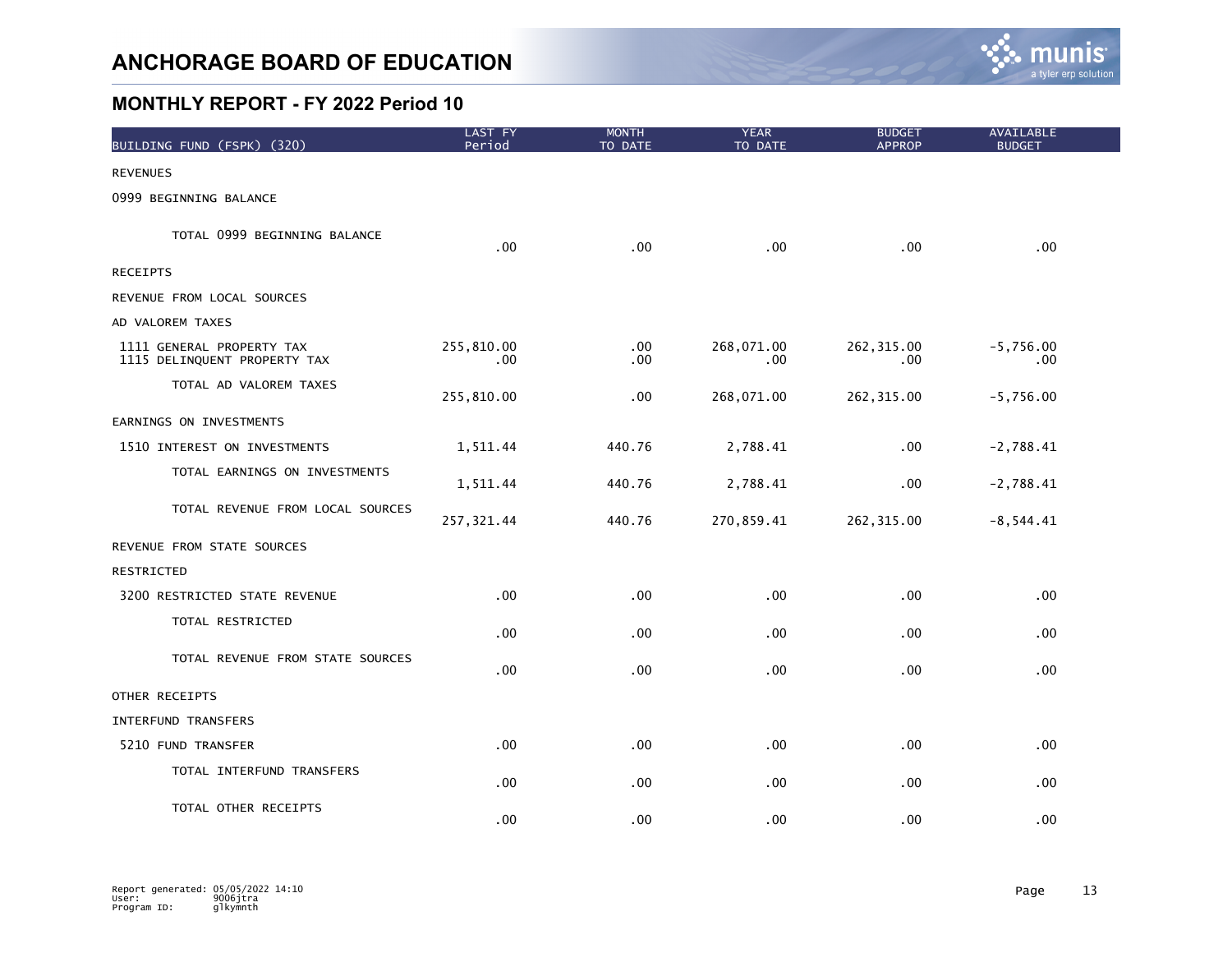# ANCHORAGE BOARD OF EDUCATION

## MONTHLY REPORT - FY 2022 Period 10

| BUILDING FUND (FSPK) (320) | LAST FY Period | MONTH TO DATE | YEAR TO DATE | BUDGET APPROP | AVAILABLE BUDGET |
|---|---|---|---|---|---|
| REVENUES | | | | | |
| 0999 BEGINNING BALANCE | | | | | |
| TOTAL 0999 BEGINNING BALANCE | .00 | .00 | .00 | .00 | .00 |
| RECEIPTS | | | | | |
| REVENUE FROM LOCAL SOURCES | | | | | |
| AD VALOREM TAXES | | | | | |
| 1111 GENERAL PROPERTY TAX | 255,810.00 | .00 | 268,071.00 | 262,315.00 | -5,756.00 |
| 1115 DELINQUENT PROPERTY TAX | .00 | .00 | .00 | .00 | .00 |
| TOTAL AD VALOREM TAXES | 255,810.00 | .00 | 268,071.00 | 262,315.00 | -5,756.00 |
| EARNINGS ON INVESTMENTS | | | | | |
| 1510 INTEREST ON INVESTMENTS | 1,511.44 | 440.76 | 2,788.41 | .00 | -2,788.41 |
| TOTAL EARNINGS ON INVESTMENTS | 1,511.44 | 440.76 | 2,788.41 | .00 | -2,788.41 |
| TOTAL REVENUE FROM LOCAL SOURCES | 257,321.44 | 440.76 | 270,859.41 | 262,315.00 | -8,544.41 |
| REVENUE FROM STATE SOURCES | | | | | |
| RESTRICTED | | | | | |
| 3200 RESTRICTED STATE REVENUE | .00 | .00 | .00 | .00 | .00 |
| TOTAL RESTRICTED | .00 | .00 | .00 | .00 | .00 |
| TOTAL REVENUE FROM STATE SOURCES | .00 | .00 | .00 | .00 | .00 |
| OTHER RECEIPTS | | | | | |
| INTERFUND TRANSFERS | | | | | |
| 5210 FUND TRANSFER | .00 | .00 | .00 | .00 | .00 |
| TOTAL INTERFUND TRANSFERS | .00 | .00 | .00 | .00 | .00 |
| TOTAL OTHER RECEIPTS | .00 | .00 | .00 | .00 | .00 |

Report generated: 05/05/2022 14:10
User: 9006jtra
Program ID: glkymnth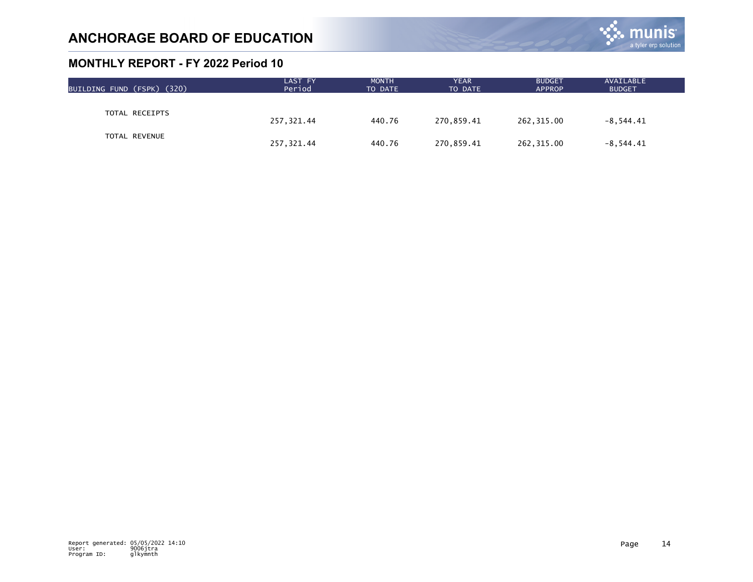# ANCHORAGE BOARD OF EDUCATION

## MONTHLY REPORT - FY 2022 Period 10

| BUILDING FUND (FSPK) (320) | LAST FY Period | MONTH TO DATE | YEAR TO DATE | BUDGET APPROP | AVAILABLE BUDGET |
|---|---|---|---|---|---|
| TOTAL RECEIPTS | 257,321.44 | 440.76 | 270,859.41 | 262,315.00 | -8,544.41 |
| TOTAL REVENUE | 257,321.44 | 440.76 | 270,859.41 | 262,315.00 | -8,544.41 |

Report generated: 05/05/2022 14:10
User: 9006jtra
Program ID: glkymnth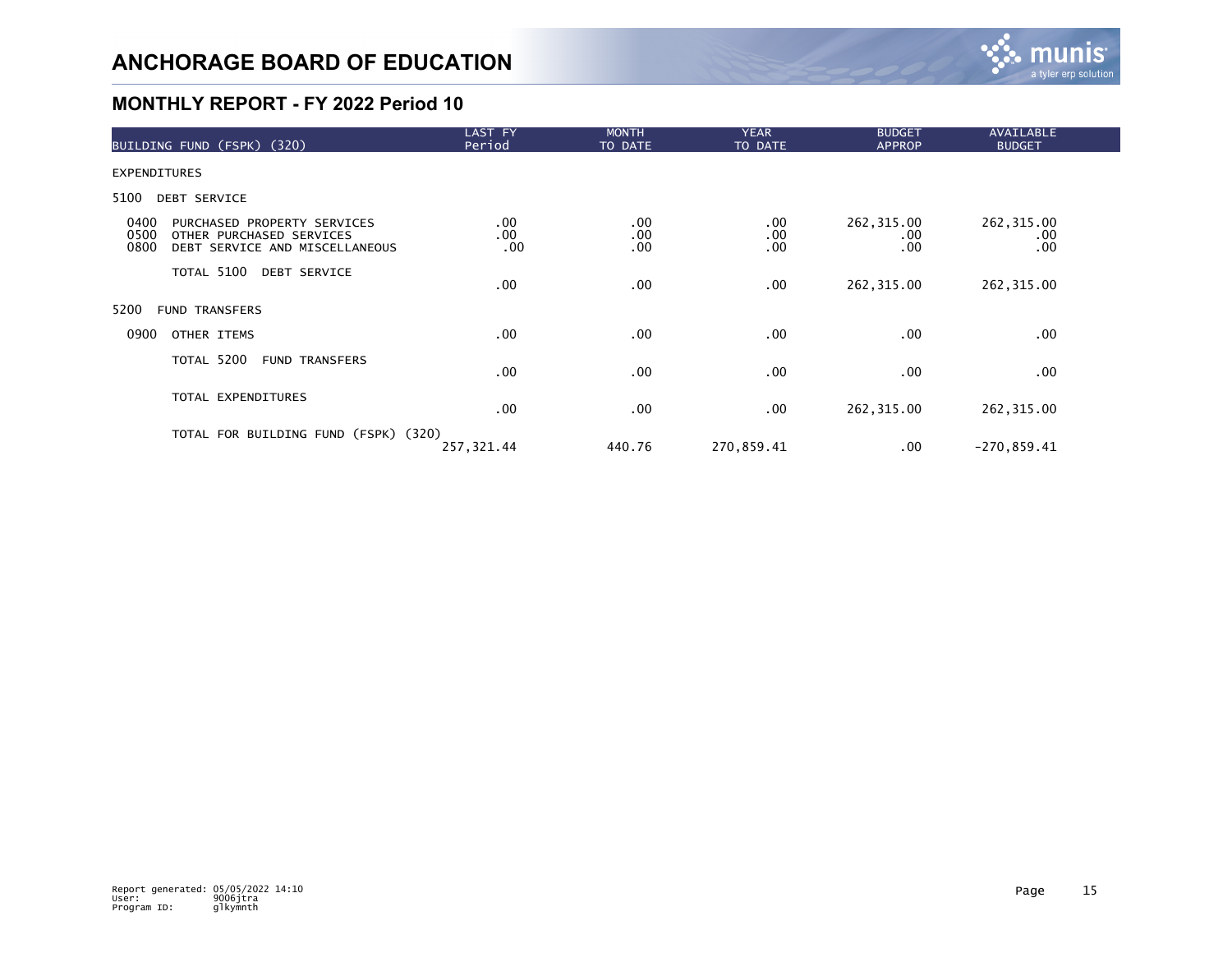# ANCHORAGE BOARD OF EDUCATION

## MONTHLY REPORT - FY 2022 Period 10

| BUILDING FUND (FSPK) (320) | LAST FY Period | MONTH TO DATE | YEAR TO DATE | BUDGET APPROP | AVAILABLE BUDGET |
|---|---|---|---|---|---|
| EXPENDITURES | | | | | |
| 5100 DEBT SERVICE | | | | | |
| 0400 PURCHASED PROPERTY SERVICES | .00 | .00 | .00 | 262,315.00 | 262,315.00 |
| 0500 OTHER PURCHASED SERVICES | .00 | .00 | .00 | .00 | .00 |
| 0800 DEBT SERVICE AND MISCELLANEOUS | .00 | .00 | .00 | .00 | .00 |
| TOTAL 5100 DEBT SERVICE | .00 | .00 | .00 | 262,315.00 | 262,315.00 |
| 5200 FUND TRANSFERS | | | | | |
| 0900 OTHER ITEMS | .00 | .00 | .00 | .00 | .00 |
| TOTAL 5200 FUND TRANSFERS | .00 | .00 | .00 | .00 | .00 |
| TOTAL EXPENDITURES | .00 | .00 | .00 | 262,315.00 | 262,315.00 |
| TOTAL FOR BUILDING FUND (FSPK) (320) | 257,321.44 | 440.76 | 270,859.41 | .00 | -270,859.41 |

Report generated: 05/05/2022 14:10
User: 9006jtra
Program ID: glkymnth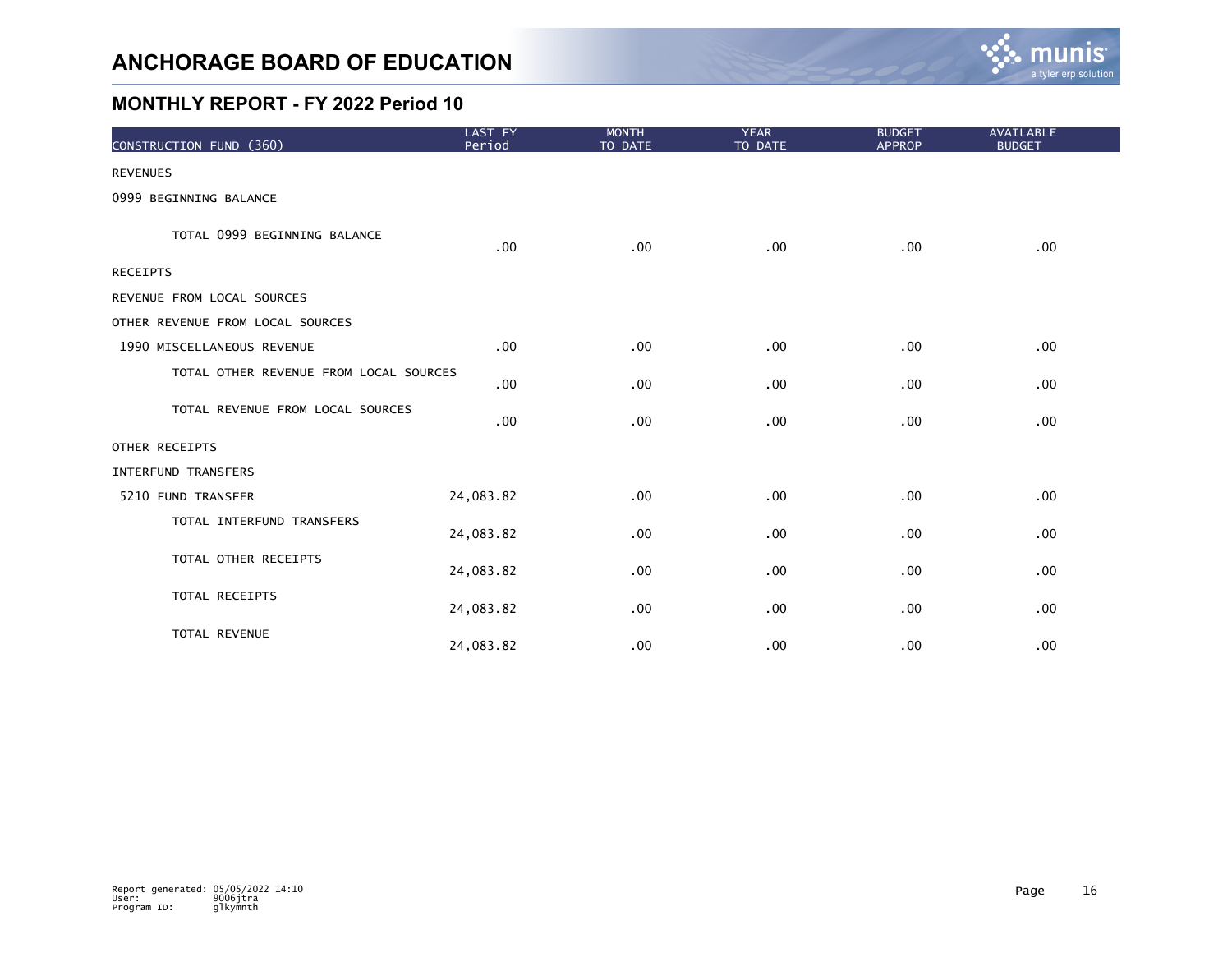# ANCHORAGE BOARD OF EDUCATION

## MONTHLY REPORT - FY 2022 Period 10

| CONSTRUCTION FUND (360) | LAST FY Period | MONTH TO DATE | YEAR TO DATE | BUDGET APPROP | AVAILABLE BUDGET |
|---|---|---|---|---|---|
| REVENUES | | | | | |
| 0999 BEGINNING BALANCE | | | | | |
| TOTAL 0999 BEGINNING BALANCE | .00 | .00 | .00 | .00 | .00 |
| RECEIPTS | | | | | |
| REVENUE FROM LOCAL SOURCES | | | | | |
| OTHER REVENUE FROM LOCAL SOURCES | | | | | |
| 1990 MISCELLANEOUS REVENUE | .00 | .00 | .00 | .00 | .00 |
| TOTAL OTHER REVENUE FROM LOCAL SOURCES | .00 | .00 | .00 | .00 | .00 |
| TOTAL REVENUE FROM LOCAL SOURCES | .00 | .00 | .00 | .00 | .00 |
| OTHER RECEIPTS | | | | | |
| INTERFUND TRANSFERS | | | | | |
| 5210 FUND TRANSFER | 24,083.82 | .00 | .00 | .00 | .00 |
| TOTAL INTERFUND TRANSFERS | 24,083.82 | .00 | .00 | .00 | .00 |
| TOTAL OTHER RECEIPTS | 24,083.82 | .00 | .00 | .00 | .00 |
| TOTAL RECEIPTS | 24,083.82 | .00 | .00 | .00 | .00 |
| TOTAL REVENUE | 24,083.82 | .00 | .00 | .00 | .00 |

Report generated: 05/05/2022 14:10
User: 9006jtra
Program ID: glkymnth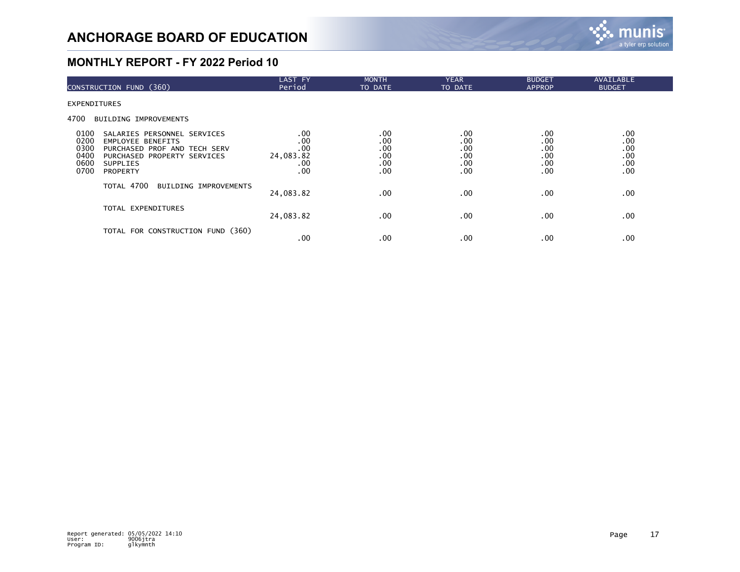# ANCHORAGE BOARD OF EDUCATION

## MONTHLY REPORT - FY 2022 Period 10

| CONSTRUCTION FUND (360) | LAST FY Period | MONTH TO DATE | YEAR TO DATE | BUDGET APPROP | AVAILABLE BUDGET |
|---|---|---|---|---|---|
| EXPENDITURES | | | | | |
| 4700 BUILDING IMPROVEMENTS | | | | | |
| 0100 SALARIES PERSONNEL SERVICES | .00 | .00 | .00 | .00 | .00 |
| 0200 EMPLOYEE BENEFITS | .00 | .00 | .00 | .00 | .00 |
| 0300 PURCHASED PROF AND TECH SERV | .00 | .00 | .00 | .00 | .00 |
| 0400 PURCHASED PROPERTY SERVICES | 24,083.82 | .00 | .00 | .00 | .00 |
| 0600 SUPPLIES | .00 | .00 | .00 | .00 | .00 |
| 0700 PROPERTY | .00 | .00 | .00 | .00 | .00 |
| TOTAL 4700 BUILDING IMPROVEMENTS | 24,083.82 | .00 | .00 | .00 | .00 |
| TOTAL EXPENDITURES | 24,083.82 | .00 | .00 | .00 | .00 |
| TOTAL FOR CONSTRUCTION FUND (360) | .00 | .00 | .00 | .00 | .00 |

Report generated: 05/05/2022 14:10
User: 9006jtra
Program ID: glkymnth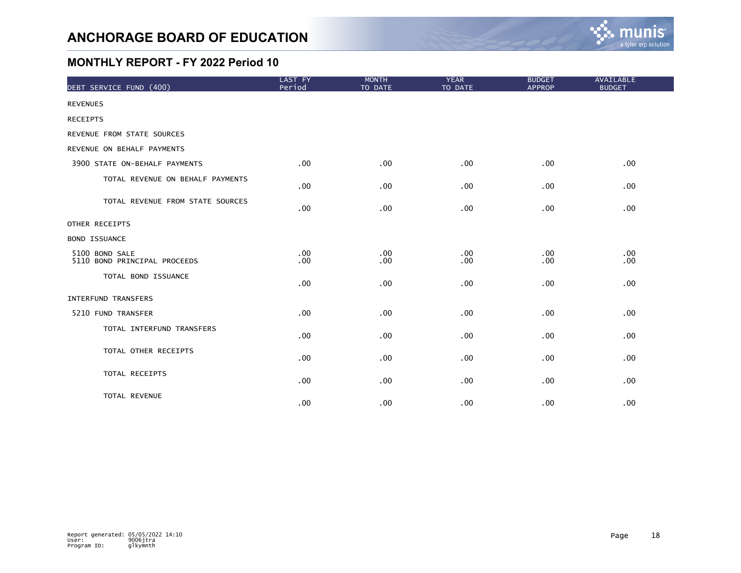# ANCHORAGE BOARD OF EDUCATION

## MONTHLY REPORT - FY 2022 Period 10

| DEBT SERVICE FUND (400) | LAST FY Period | MONTH TO DATE | YEAR TO DATE | BUDGET APPROP | AVAILABLE BUDGET |
|---|---|---|---|---|---|
| REVENUES | | | | | |
| RECEIPTS | | | | | |
| REVENUE FROM STATE SOURCES | | | | | |
| REVENUE ON BEHALF PAYMENTS | | | | | |
| 3900 STATE ON-BEHALF PAYMENTS | .00 | .00 | .00 | .00 | .00 |
| TOTAL REVENUE ON BEHALF PAYMENTS | .00 | .00 | .00 | .00 | .00 |
| TOTAL REVENUE FROM STATE SOURCES | .00 | .00 | .00 | .00 | .00 |
| OTHER RECEIPTS | | | | | |
| BOND ISSUANCE | | | | | |
| 5100 BOND SALE | .00 | .00 | .00 | .00 | .00 |
| 5110 BOND PRINCIPAL PROCEEDS | .00 | .00 | .00 | .00 | .00 |
| TOTAL BOND ISSUANCE | .00 | .00 | .00 | .00 | .00 |
| INTERFUND TRANSFERS | | | | | |
| 5210 FUND TRANSFER | .00 | .00 | .00 | .00 | .00 |
| TOTAL INTERFUND TRANSFERS | .00 | .00 | .00 | .00 | .00 |
| TOTAL OTHER RECEIPTS | .00 | .00 | .00 | .00 | .00 |
| TOTAL RECEIPTS | .00 | .00 | .00 | .00 | .00 |
| TOTAL REVENUE | .00 | .00 | .00 | .00 | .00 |

Report generated: 05/05/2022 14:10
User: 9006jtra
Program ID: glkymnth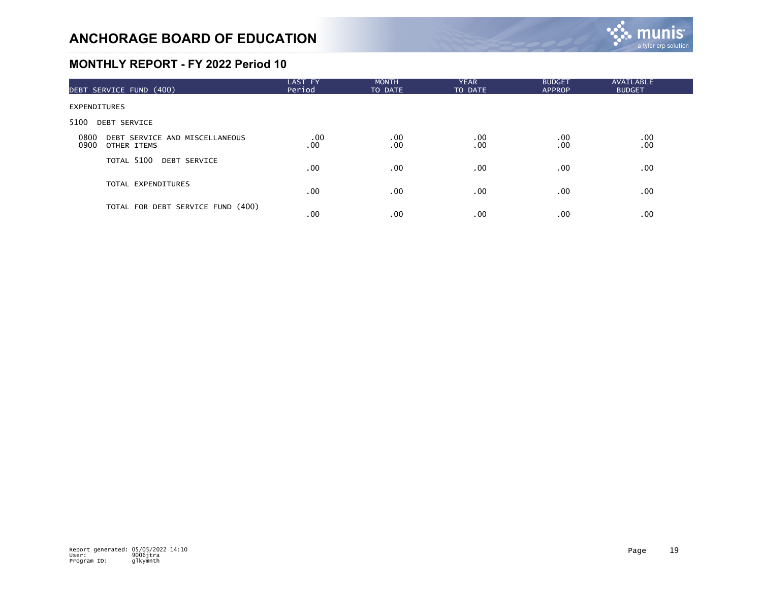# ANCHORAGE BOARD OF EDUCATION

## MONTHLY REPORT - FY 2022 Period 10

| DEBT SERVICE FUND (400) | LAST FY Period | MONTH TO DATE | YEAR TO DATE | BUDGET APPROP | AVAILABLE BUDGET |
|---|---|---|---|---|---|
| EXPENDITURES | | | | | |
| 5100 DEBT SERVICE | | | | | |
| 0800 DEBT SERVICE AND MISCELLANEOUS | .00 | .00 | .00 | .00 | .00 |
| 0900 OTHER ITEMS | .00 | .00 | .00 | .00 | .00 |
| TOTAL 5100 DEBT SERVICE | .00 | .00 | .00 | .00 | .00 |
| TOTAL EXPENDITURES | .00 | .00 | .00 | .00 | .00 |
| TOTAL FOR DEBT SERVICE FUND (400) | .00 | .00 | .00 | .00 | .00 |

Report generated: 05/05/2022 14:10
User: 9006jtra
Program ID: glkymnth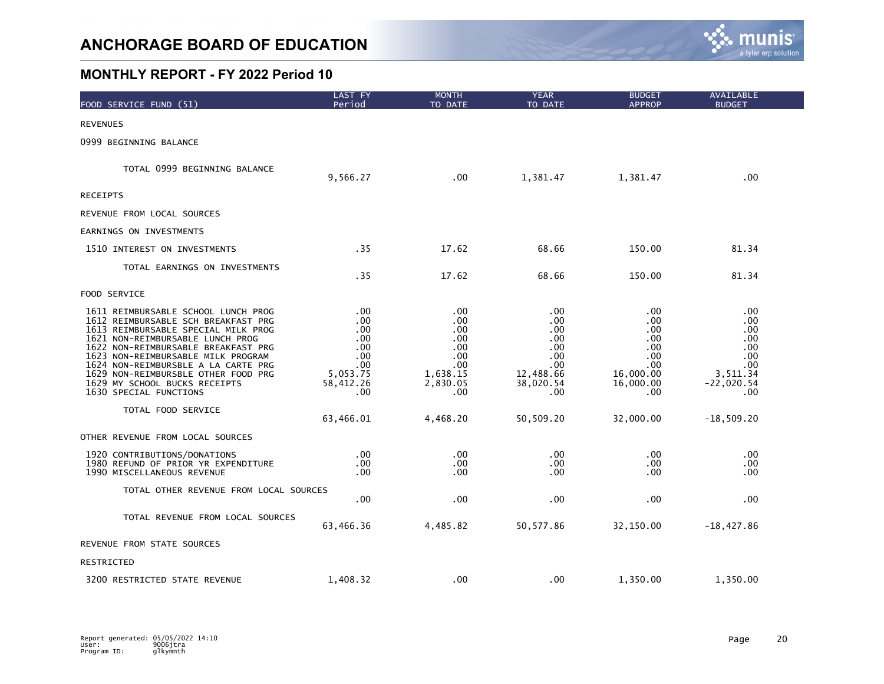# ANCHORAGE BOARD OF EDUCATION

## MONTHLY REPORT - FY 2022 Period 10

| FOOD SERVICE FUND (51) | LAST FY Period | MONTH TO DATE | YEAR TO DATE | BUDGET APPROP | AVAILABLE BUDGET |
|---|---|---|---|---|---|
| REVENUES | | | | | |
| 0999 BEGINNING BALANCE | | | | | |
| TOTAL 0999 BEGINNING BALANCE | 9,566.27 | .00 | 1,381.47 | 1,381.47 | .00 |
| RECEIPTS | | | | | |
| REVENUE FROM LOCAL SOURCES | | | | | |
| EARNINGS ON INVESTMENTS | | | | | |
| 1510 INTEREST ON INVESTMENTS | .35 | 17.62 | 68.66 | 150.00 | 81.34 |
| TOTAL EARNINGS ON INVESTMENTS | .35 | 17.62 | 68.66 | 150.00 | 81.34 |
| FOOD SERVICE | | | | | |
| 1611 REIMBURSABLE SCHOOL LUNCH PROG | .00 | .00 | .00 | .00 | .00 |
| 1612 REIMBURSABLE SCH BREAKFAST PRG | .00 | .00 | .00 | .00 | .00 |
| 1613 REIMBURSABLE SPECIAL MILK PROG | .00 | .00 | .00 | .00 | .00 |
| 1621 NON-REIMBURSABLE LUNCH PROG | .00 | .00 | .00 | .00 | .00 |
| 1622 NON-REIMBURSABLE BREAKFAST PRG | .00 | .00 | .00 | .00 | .00 |
| 1623 NON-REIMBURSABLE MILK PROGRAM | .00 | .00 | .00 | .00 | .00 |
| 1624 NON-REIMBURSBLE A LA CARTE PRG | .00 | .00 | .00 | .00 | .00 |
| 1629 NON-REIMBURSBLE OTHER FOOD PRG | 5,053.75 | 1,638.15 | 12,488.66 | 16,000.00 | 3,511.34 |
| 1629 MY SCHOOL BUCKS RECEIPTS | 58,412.26 | 2,830.05 | 38,020.54 | 16,000.00 | -22,020.54 |
| 1630 SPECIAL FUNCTIONS | .00 | .00 | .00 | .00 | .00 |
| TOTAL FOOD SERVICE | 63,466.01 | 4,468.20 | 50,509.20 | 32,000.00 | -18,509.20 |
| OTHER REVENUE FROM LOCAL SOURCES | | | | | |
| 1920 CONTRIBUTIONS/DONATIONS | .00 | .00 | .00 | .00 | .00 |
| 1980 REFUND OF PRIOR YR EXPENDITURE | .00 | .00 | .00 | .00 | .00 |
| 1990 MISCELLANEOUS REVENUE | .00 | .00 | .00 | .00 | .00 |
| TOTAL OTHER REVENUE FROM LOCAL SOURCES | .00 | .00 | .00 | .00 | .00 |
| TOTAL REVENUE FROM LOCAL SOURCES | 63,466.36 | 4,485.82 | 50,577.86 | 32,150.00 | -18,427.86 |
| REVENUE FROM STATE SOURCES | | | | | |
| RESTRICTED | | | | | |
| 3200 RESTRICTED STATE REVENUE | 1,408.32 | .00 | .00 | 1,350.00 | 1,350.00 |

Report generated: 05/05/2022 14:10
User: 9006jtra
Program ID: glkymnth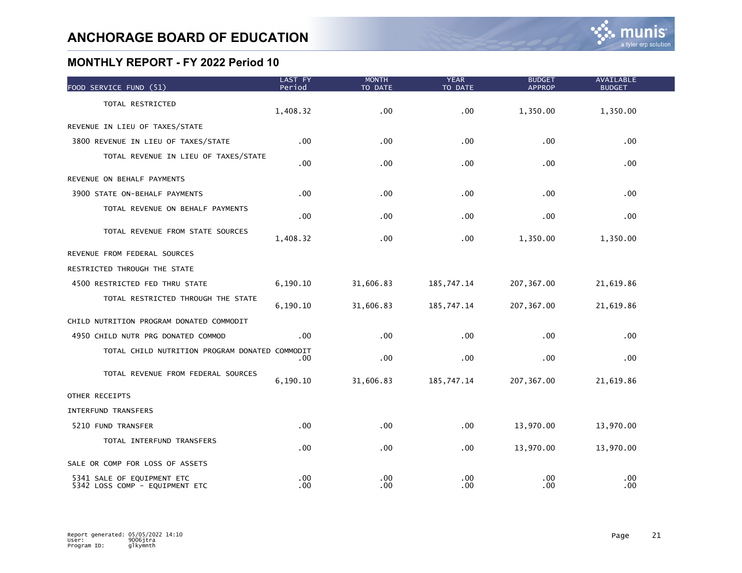# ANCHORAGE BOARD OF EDUCATION

## MONTHLY REPORT - FY 2022 Period 10

| FOOD SERVICE FUND (51) | LAST FY Period | MONTH TO DATE | YEAR TO DATE | BUDGET APPROP | AVAILABLE BUDGET |
|---|---|---|---|---|---|
| TOTAL RESTRICTED | 1,408.32 | .00 | .00 | 1,350.00 | 1,350.00 |
| REVENUE IN LIEU OF TAXES/STATE | | | | | |
| 3800 REVENUE IN LIEU OF TAXES/STATE | .00 | .00 | .00 | .00 | .00 |
| TOTAL REVENUE IN LIEU OF TAXES/STATE | .00 | .00 | .00 | .00 | .00 |
| REVENUE ON BEHALF PAYMENTS | | | | | |
| 3900 STATE ON-BEHALF PAYMENTS | .00 | .00 | .00 | .00 | .00 |
| TOTAL REVENUE ON BEHALF PAYMENTS | .00 | .00 | .00 | .00 | .00 |
| TOTAL REVENUE FROM STATE SOURCES | 1,408.32 | .00 | .00 | 1,350.00 | 1,350.00 |
| REVENUE FROM FEDERAL SOURCES | | | | | |
| RESTRICTED THROUGH THE STATE | | | | | |
| 4500 RESTRICTED FED THRU STATE | 6,190.10 | 31,606.83 | 185,747.14 | 207,367.00 | 21,619.86 |
| TOTAL RESTRICTED THROUGH THE STATE | 6,190.10 | 31,606.83 | 185,747.14 | 207,367.00 | 21,619.86 |
| CHILD NUTRITION PROGRAM DONATED COMMODIT | | | | | |
| 4950 CHILD NUTR PRG DONATED COMMOD | .00 | .00 | .00 | .00 | .00 |
| TOTAL CHILD NUTRITION PROGRAM DONATED COMMODIT | .00 | .00 | .00 | .00 | .00 |
| TOTAL REVENUE FROM FEDERAL SOURCES | 6,190.10 | 31,606.83 | 185,747.14 | 207,367.00 | 21,619.86 |
| OTHER RECEIPTS | | | | | |
| INTERFUND TRANSFERS | | | | | |
| 5210 FUND TRANSFER | .00 | .00 | .00 | 13,970.00 | 13,970.00 |
| TOTAL INTERFUND TRANSFERS | .00 | .00 | .00 | 13,970.00 | 13,970.00 |
| SALE OR COMP FOR LOSS OF ASSETS | | | | | |
| 5341 SALE OF EQUIPMENT ETC | .00 | .00 | .00 | .00 | .00 |
| 5342 LOSS COMP - EQUIPMENT ETC | .00 | .00 | .00 | .00 | .00 |

Report generated: 05/05/2022 14:10
User: 9006jtra
Program ID: glkymnth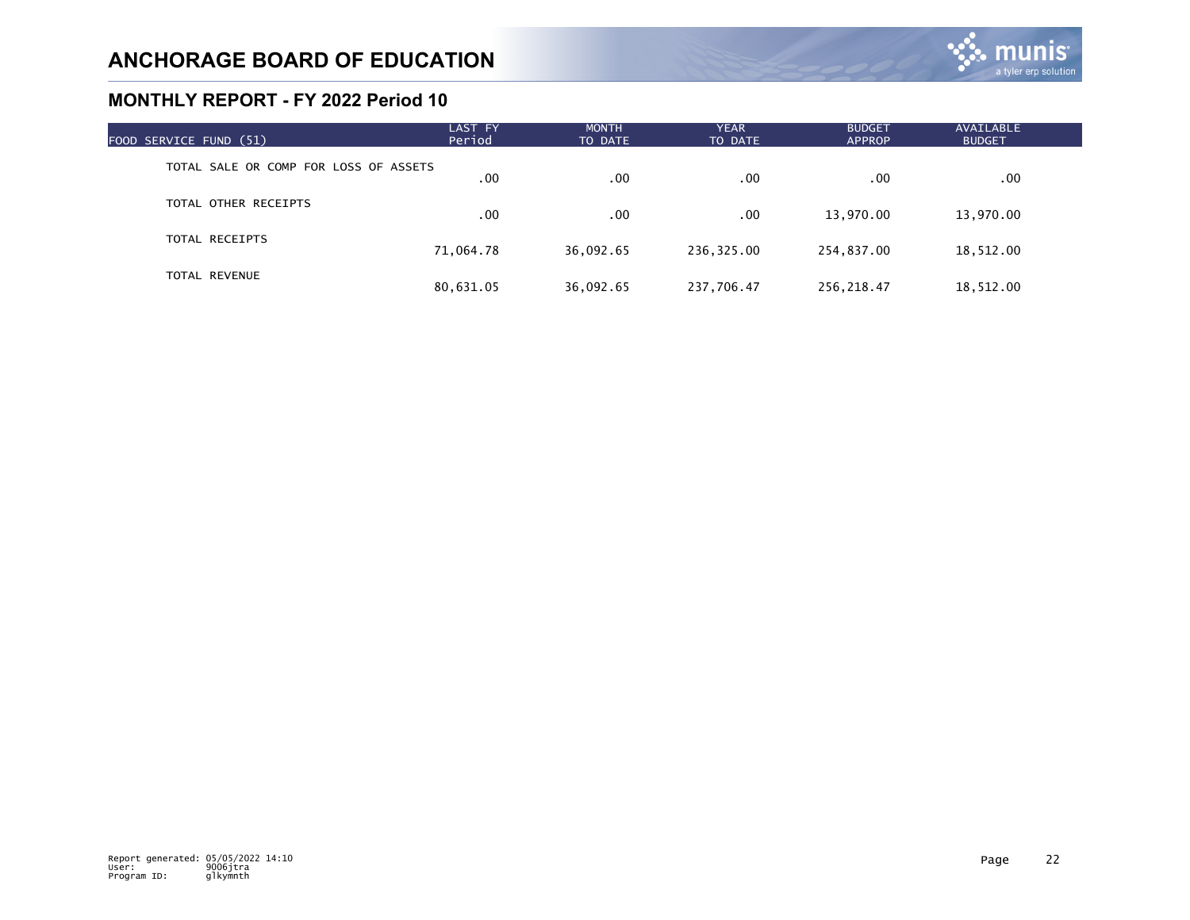# ANCHORAGE BOARD OF EDUCATION

## MONTHLY REPORT - FY 2022 Period 10

| FOOD SERVICE FUND (51) | LAST FY Period | MONTH TO DATE | YEAR TO DATE | BUDGET APPROP | AVAILABLE BUDGET |
|---|---|---|---|---|---|
| TOTAL SALE OR COMP FOR LOSS OF ASSETS | .00 | .00 | .00 | .00 | .00 |
| TOTAL OTHER RECEIPTS | .00 | .00 | .00 | 13,970.00 | 13,970.00 |
| TOTAL RECEIPTS | 71,064.78 | 36,092.65 | 236,325.00 | 254,837.00 | 18,512.00 |
| TOTAL REVENUE | 80,631.05 | 36,092.65 | 237,706.47 | 256,218.47 | 18,512.00 |

Report generated: 05/05/2022 14:10
User: 9006jtra
Program ID: glkymnth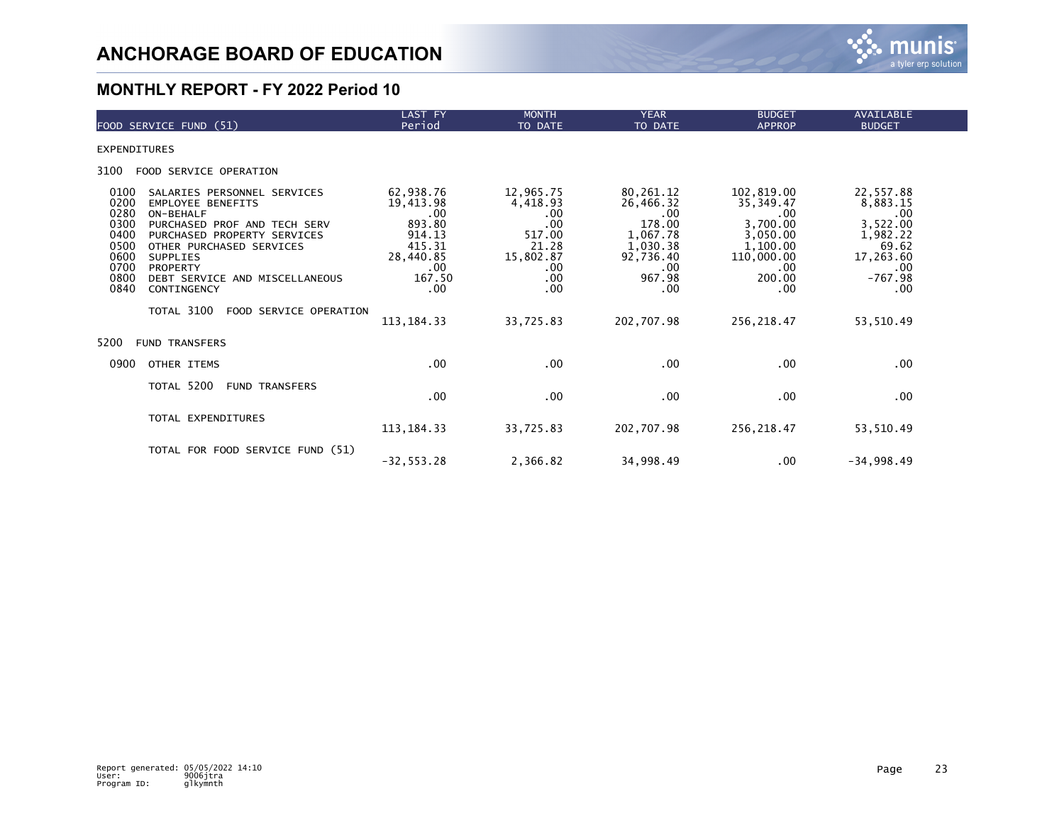# ANCHORAGE BOARD OF EDUCATION

## MONTHLY REPORT - FY 2022 Period 10

| FOOD SERVICE FUND (51) | LAST FY Period | MONTH TO DATE | YEAR TO DATE | BUDGET APPROP | AVAILABLE BUDGET |
|---|---|---|---|---|---|
| EXPENDITURES | | | | | |
| 3100 FOOD SERVICE OPERATION | | | | | |
| 0100 SALARIES PERSONNEL SERVICES | 62,938.76 | 12,965.75 | 80,261.12 | 102,819.00 | 22,557.88 |
| 0200 EMPLOYEE BENEFITS | 19,413.98 | 4,418.93 | 26,466.32 | 35,349.47 | 8,883.15 |
| 0280 ON-BEHALF | .00 | .00 | .00 | .00 | .00 |
| 0300 PURCHASED PROF AND TECH SERV | 893.80 | .00 | 178.00 | 3,700.00 | 3,522.00 |
| 0400 PURCHASED PROPERTY SERVICES | 914.13 | 517.00 | 1,067.78 | 3,050.00 | 1,982.22 |
| 0500 OTHER PURCHASED SERVICES | 415.31 | 21.28 | 1,030.38 | 1,100.00 | 69.62 |
| 0600 SUPPLIES | 28,440.85 | 15,802.87 | 92,736.40 | 110,000.00 | 17,263.60 |
| 0700 PROPERTY | .00 | .00 | .00 | .00 | .00 |
| 0800 DEBT SERVICE AND MISCELLANEOUS | 167.50 | .00 | 967.98 | 200.00 | -767.98 |
| 0840 CONTINGENCY | .00 | .00 | .00 | .00 | .00 |
| TOTAL 3100 FOOD SERVICE OPERATION | 113,184.33 | 33,725.83 | 202,707.98 | 256,218.47 | 53,510.49 |
| 5200 FUND TRANSFERS | | | | | |
| 0900 OTHER ITEMS | .00 | .00 | .00 | .00 | .00 |
| TOTAL 5200 FUND TRANSFERS | .00 | .00 | .00 | .00 | .00 |
| TOTAL EXPENDITURES | 113,184.33 | 33,725.83 | 202,707.98 | 256,218.47 | 53,510.49 |
| TOTAL FOR FOOD SERVICE FUND (51) | -32,553.28 | 2,366.82 | 34,998.49 | .00 | -34,998.49 |

Report generated: 05/05/2022 14:10
User: 9006jtra
Program ID: glkymnth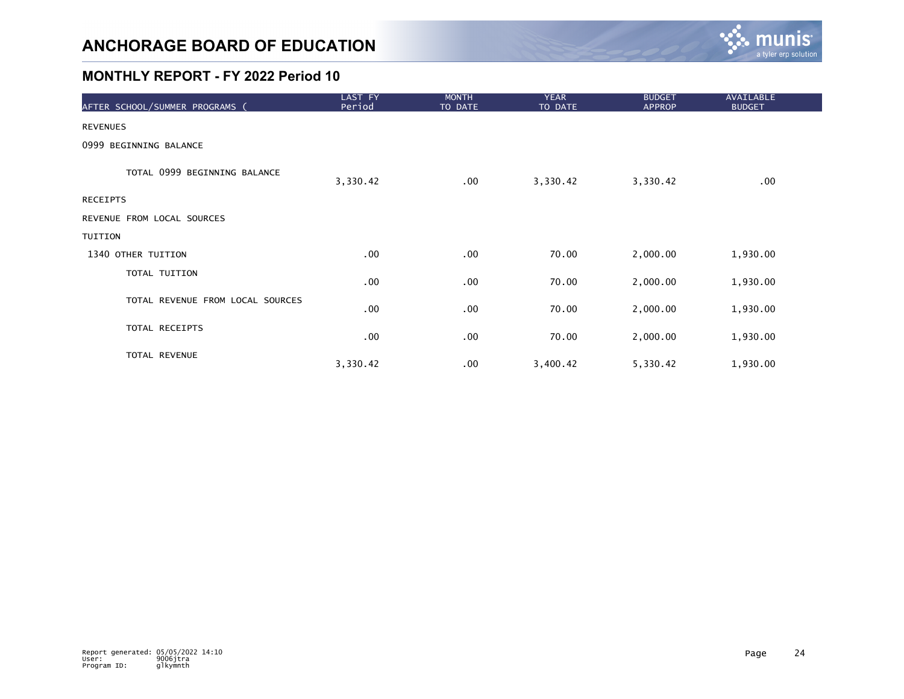# ANCHORAGE BOARD OF EDUCATION

## MONTHLY REPORT - FY 2022 Period 10

| AFTER SCHOOL/SUMMER PROGRAMS ( | LAST FY Period | MONTH TO DATE | YEAR TO DATE | BUDGET APPROP | AVAILABLE BUDGET |
|---|---|---|---|---|---|
| REVENUES | | | | | |
| 0999 BEGINNING BALANCE | | | | | |
| TOTAL 0999 BEGINNING BALANCE | 3,330.42 | .00 | 3,330.42 | 3,330.42 | .00 |
| RECEIPTS | | | | | |
| REVENUE FROM LOCAL SOURCES | | | | | |
| TUITION | | | | | |
| 1340 OTHER TUITION | .00 | .00 | 70.00 | 2,000.00 | 1,930.00 |
| TOTAL TUITION | .00 | .00 | 70.00 | 2,000.00 | 1,930.00 |
| TOTAL REVENUE FROM LOCAL SOURCES | .00 | .00 | 70.00 | 2,000.00 | 1,930.00 |
| TOTAL RECEIPTS | .00 | .00 | 70.00 | 2,000.00 | 1,930.00 |
| TOTAL REVENUE | 3,330.42 | .00 | 3,400.42 | 5,330.42 | 1,930.00 |

Report generated: 05/05/2022 14:10
User: 9006jtra
Program ID: glkymnth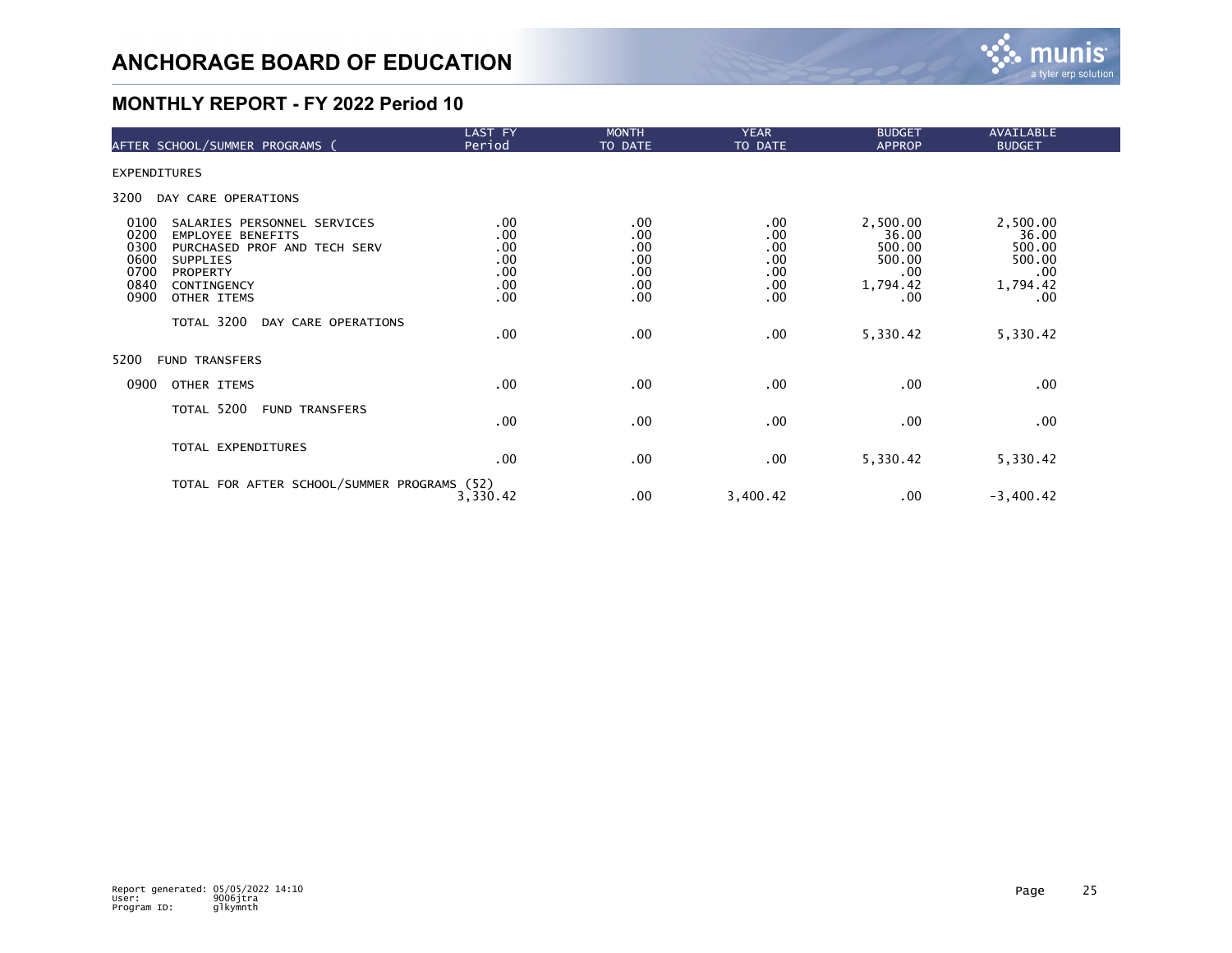# ANCHORAGE BOARD OF EDUCATION

## MONTHLY REPORT - FY 2022 Period 10

| AFTER SCHOOL/SUMMER PROGRAMS ( | LAST FY Period | MONTH TO DATE | YEAR TO DATE | BUDGET APPROP | AVAILABLE BUDGET |
|---|---|---|---|---|---|
| EXPENDITURES | | | | | |
| 3200 DAY CARE OPERATIONS | | | | | |
| 0100 SALARIES PERSONNEL SERVICES | .00 | .00 | .00 | 2,500.00 | 2,500.00 |
| 0200 EMPLOYEE BENEFITS | .00 | .00 | .00 | 36.00 | 36.00 |
| 0300 PURCHASED PROF AND TECH SERV | .00 | .00 | .00 | 500.00 | 500.00 |
| 0600 SUPPLIES | .00 | .00 | .00 | 500.00 | 500.00 |
| 0700 PROPERTY | .00 | .00 | .00 | .00 | .00 |
| 0840 CONTINGENCY | .00 | .00 | .00 | 1,794.42 | 1,794.42 |
| 0900 OTHER ITEMS | .00 | .00 | .00 | .00 | .00 |
| TOTAL 3200 DAY CARE OPERATIONS | .00 | .00 | .00 | 5,330.42 | 5,330.42 |
| 5200 FUND TRANSFERS | | | | | |
| 0900 OTHER ITEMS | .00 | .00 | .00 | .00 | .00 |
| TOTAL 5200 FUND TRANSFERS | .00 | .00 | .00 | .00 | .00 |
| TOTAL EXPENDITURES | .00 | .00 | .00 | 5,330.42 | 5,330.42 |
| TOTAL FOR AFTER SCHOOL/SUMMER PROGRAMS (52) | 3,330.42 | .00 | 3,400.42 | .00 | -3,400.42 |

Report generated: 05/05/2022 14:10
User: 9006jtra
Program ID: glkymnth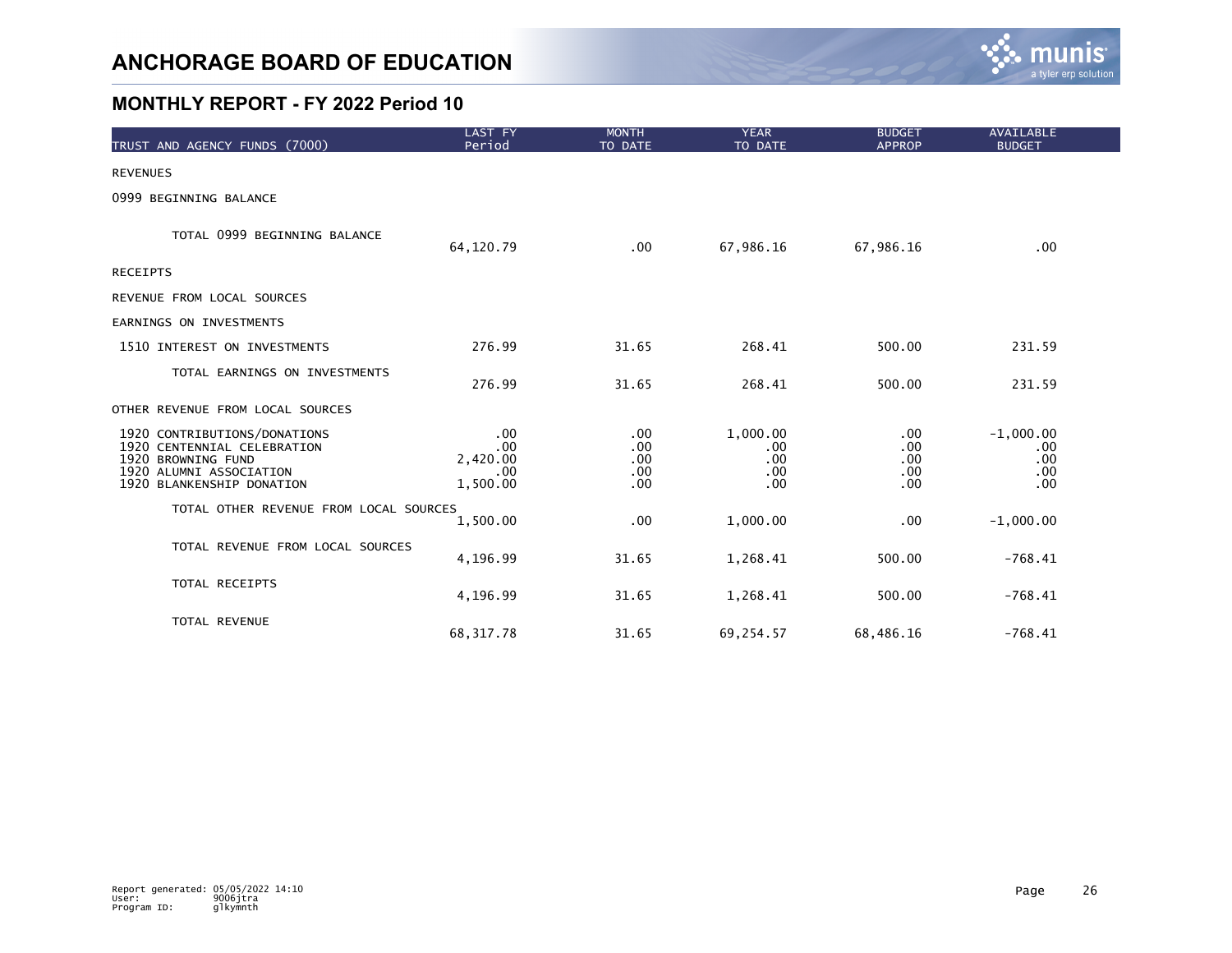# ANCHORAGE BOARD OF EDUCATION

## MONTHLY REPORT - FY 2022 Period 10

| TRUST AND AGENCY FUNDS (7000) | LAST FY Period | MONTH TO DATE | YEAR TO DATE | BUDGET APPROP | AVAILABLE BUDGET |
|---|---|---|---|---|---|
| REVENUES | | | | | |
| 0999 BEGINNING BALANCE | | | | | |
| TOTAL 0999 BEGINNING BALANCE | 64,120.79 | .00 | 67,986.16 | 67,986.16 | .00 |
| RECEIPTS | | | | | |
| REVENUE FROM LOCAL SOURCES | | | | | |
| EARNINGS ON INVESTMENTS | | | | | |
| 1510 INTEREST ON INVESTMENTS | 276.99 | 31.65 | 268.41 | 500.00 | 231.59 |
| TOTAL EARNINGS ON INVESTMENTS | 276.99 | 31.65 | 268.41 | 500.00 | 231.59 |
| OTHER REVENUE FROM LOCAL SOURCES | | | | | |
| 1920 CONTRIBUTIONS/DONATIONS | .00 | .00 | 1,000.00 | .00 | -1,000.00 |
| 1920 CENTENNIAL CELEBRATION | .00 | .00 | .00 | .00 | .00 |
| 1920 BROWNING FUND | 2,420.00 | .00 | .00 | .00 | .00 |
| 1920 ALUMNI ASSOCIATION | .00 | .00 | .00 | .00 | .00 |
| 1920 BLANKENSHIP DONATION | 1,500.00 | .00 | .00 | .00 | .00 |
| TOTAL OTHER REVENUE FROM LOCAL SOURCES | 1,500.00 | .00 | 1,000.00 | .00 | -1,000.00 |
| TOTAL REVENUE FROM LOCAL SOURCES | 4,196.99 | 31.65 | 1,268.41 | 500.00 | -768.41 |
| TOTAL RECEIPTS | 4,196.99 | 31.65 | 1,268.41 | 500.00 | -768.41 |
| TOTAL REVENUE | 68,317.78 | 31.65 | 69,254.57 | 68,486.16 | -768.41 |

Report generated: 05/05/2022 14:10
User: 9006jtra
Program ID: glkymnth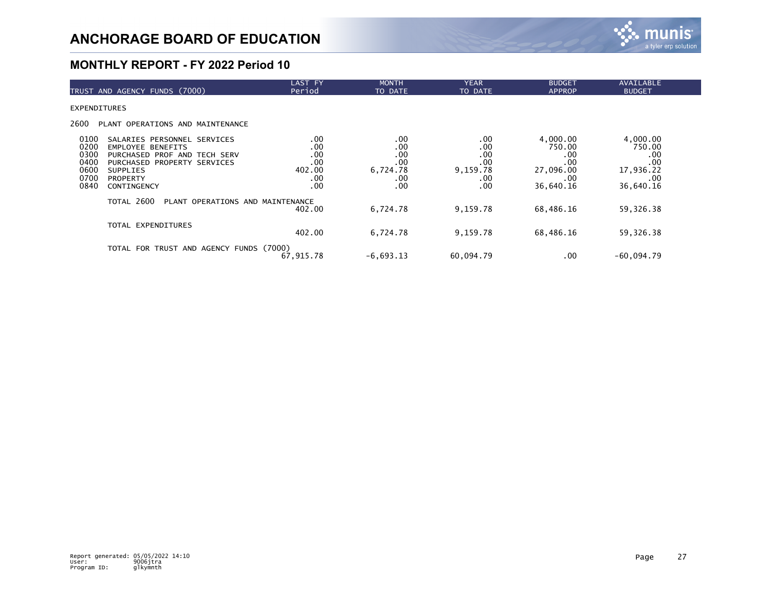# ANCHORAGE BOARD OF EDUCATION

## MONTHLY REPORT - FY 2022 Period 10

| TRUST AND AGENCY FUNDS (7000) | | LAST FY Period | MONTH TO DATE | YEAR TO DATE | BUDGET APPROP | AVAILABLE BUDGET |
|---|---|---|---|---|---|---|
| EXPENDITURES | | | | | | |
| 2600 | PLANT OPERATIONS AND MAINTENANCE | | | | | |
| 0100 | SALARIES PERSONNEL SERVICES | .00 | .00 | .00 | 4,000.00 | 4,000.00 |
| 0200 | EMPLOYEE BENEFITS | .00 | .00 | .00 | 750.00 | 750.00 |
| 0300 | PURCHASED PROF AND TECH SERV | .00 | .00 | .00 | .00 | .00 |
| 0400 | PURCHASED PROPERTY SERVICES | .00 | .00 | .00 | .00 | .00 |
| 0600 | SUPPLIES | 402.00 | 6,724.78 | 9,159.78 | 27,096.00 | 17,936.22 |
| 0700 | PROPERTY | .00 | .00 | .00 | .00 | .00 |
| 0840 | CONTINGENCY | .00 | .00 | .00 | 36,640.16 | 36,640.16 |
| | TOTAL 2600 PLANT OPERATIONS AND MAINTENANCE | 402.00 | 6,724.78 | 9,159.78 | 68,486.16 | 59,326.38 |
| | TOTAL EXPENDITURES | 402.00 | 6,724.78 | 9,159.78 | 68,486.16 | 59,326.38 |
| | TOTAL FOR TRUST AND AGENCY FUNDS (7000) | 67,915.78 | -6,693.13 | 60,094.79 | .00 | -60,094.79 |

Report generated: 05/05/2022 14:10
User: 9006jtra
Program ID: glkymnth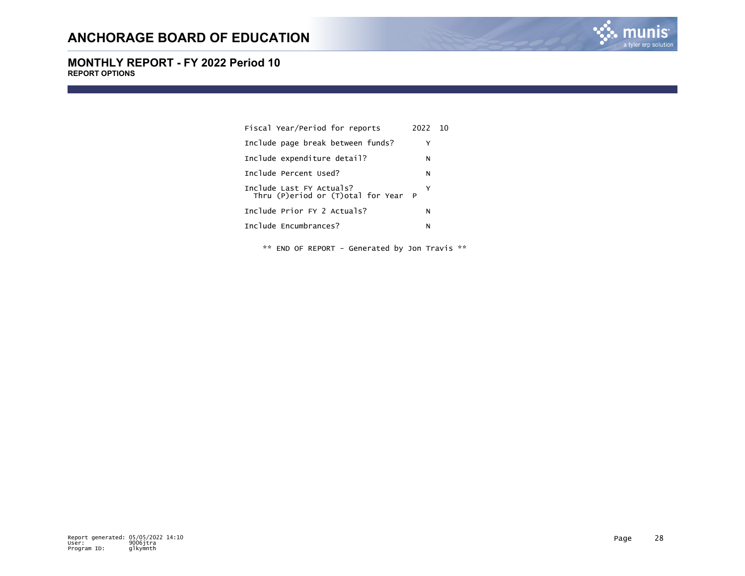# ANCHORAGE BOARD OF EDUCATION

## MONTHLY REPORT - FY 2022 Period 10
**REPORT OPTIONS**

| | |
|---|---|
| Fiscal Year/Period for reports | 2022 10 |
| Include page break between funds? | Y |
| Include expenditure detail? | N |
| Include Percent Used? | N |
| Include Last FY Actuals? | Y |
| Thru (P)eriod or (T)otal for Year | P |
| Include Prior FY 2 Actuals? | N |
| Include Encumbrances? | N |

** END OF REPORT - Generated by Jon Travis **

Report generated: 05/05/2022 14:10
User: 9006jtra
Program ID: glkymnth